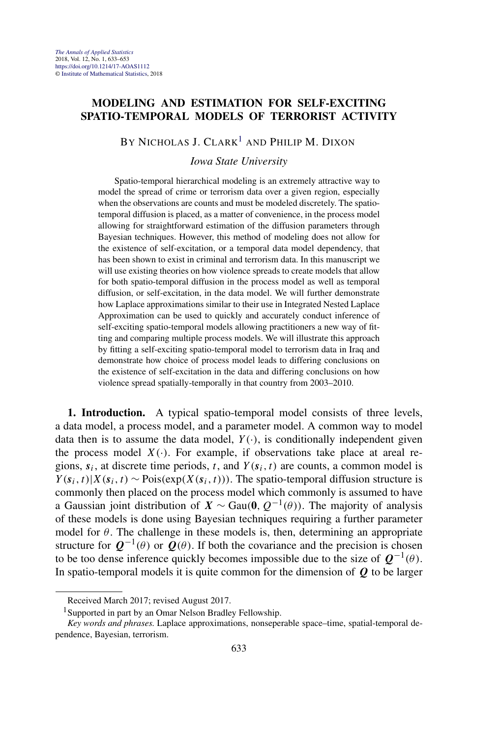# MODELING AND ESTIMATION FOR SELF-EXCITING SPATIO-TEMPORAL MODELS OF TERRORIST ACTIVITY

BY NICHOLAS J. CLARK[1] AND PHILIP M. DIXON

*Iowa State University*

Spatio-temporal hierarchical modeling is an extremely attractive way to model the spread of crime or terrorism data over a given region, especially when the observations are counts and must be modeled discretely. The spatio-temporal diffusion is placed, as a matter of convenience, in the process model allowing for straightforward estimation of the diffusion parameters through Bayesian techniques. However, this method of modeling does not allow for the existence of self-excitation, or a temporal data model dependency, that has been shown to exist in criminal and terrorism data. In this manuscript we will use existing theories on how violence spreads to create models that allow for both spatio-temporal diffusion in the process model as well as temporal diffusion, or self-excitation, in the data model. We will further demonstrate how Laplace approximations similar to their use in Integrated Nested Laplace Approximation can be used to quickly and accurately conduct inference of self-exciting spatio-temporal models allowing practitioners a new way of fitting and comparing multiple process models. We will illustrate this approach by fitting a self-exciting spatio-temporal model to terrorism data in Iraq and demonstrate how choice of process model leads to differing conclusions on the existence of self-excitation in the data and differing conclusions on how violence spread spatially-temporally in that country from 2003–2010.

**1. Introduction.** A typical spatio-temporal model consists of three levels, a data model, a process model, and a parameter model. A common way to model data then is to assume the data model, $Y(\cdot)$, is conditionally independent given the process model $X(\cdot)$. For example, if observations take place at areal regions, $\boldsymbol{s}_i$, at discrete time periods, $t$, and $Y(\boldsymbol{s}_i, t)$ are counts, a common model is $Y(\boldsymbol{s}_i, t)|X(\boldsymbol{s}_i, t) \sim \text{Pois}(\exp(X(\boldsymbol{s}_i, t)))$. The spatio-temporal diffusion structure is commonly then placed on the process model which commonly is assumed to have a Gaussian joint distribution of $\boldsymbol{X} \sim \text{Gau}(\boldsymbol{0}, Q^{-1}(\theta))$. The majority of analysis of these models is done using Bayesian techniques requiring a further parameter model for $\theta$. The challenge in these models is, then, determining an appropriate structure for $\boldsymbol{Q}^{-1}(\theta)$ or $\boldsymbol{Q}(\theta)$. If both the covariance and the precision is chosen to be too dense inference quickly becomes impossible due to the size of $\boldsymbol{Q}^{-1}(\theta)$. In spatio-temporal models it is quite common for the dimension of $\boldsymbol{Q}$ to be larger

Received March 2017; revised August 2017.

[1]Supported in part by an Omar Nelson Bradley Fellowship.

*Key words and phrases.* Laplace approximations, nonseperable space–time, spatial-temporal dependence, Bayesian, terrorism.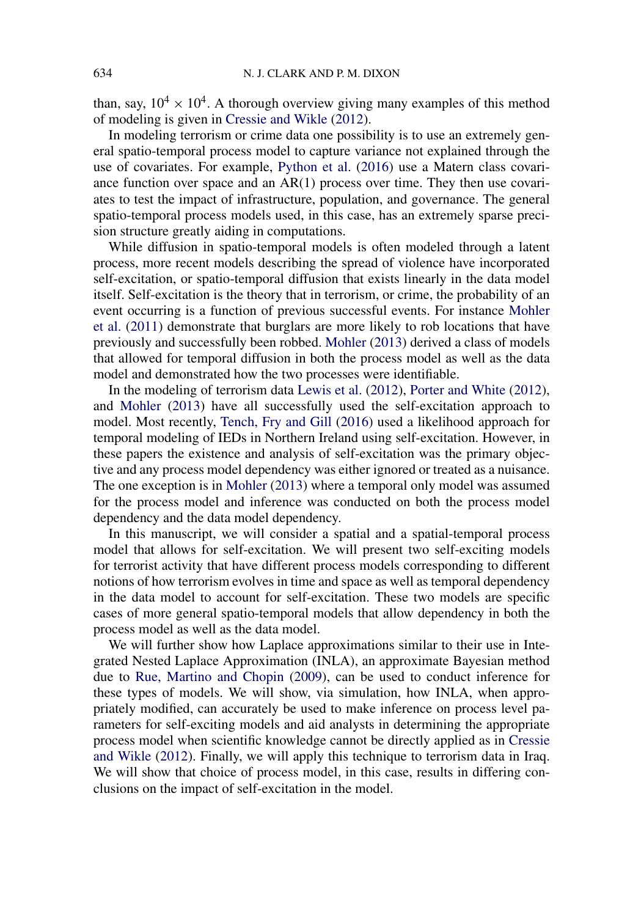than, say, $10^4 \times 10^4$. A thorough overview giving many examples of this method of modeling is given in Cressie and Wikle (2012).

In modeling terrorism or crime data one possibility is to use an extremely general spatio-temporal process model to capture variance not explained through the use of covariates. For example, Python et al. (2016) use a Matern class covariance function over space and an AR(1) process over time. They then use covariates to test the impact of infrastructure, population, and governance. The general spatio-temporal process models used, in this case, has an extremely sparse precision structure greatly aiding in computations.

While diffusion in spatio-temporal models is often modeled through a latent process, more recent models describing the spread of violence have incorporated self-excitation, or spatio-temporal diffusion that exists linearly in the data model itself. Self-excitation is the theory that in terrorism, or crime, the probability of an event occurring is a function of previous successful events. For instance Mohler et al. (2011) demonstrate that burglars are more likely to rob locations that have previously and successfully been robbed. Mohler (2013) derived a class of models that allowed for temporal diffusion in both the process model as well as the data model and demonstrated how the two processes were identifiable.

In the modeling of terrorism data Lewis et al. (2012), Porter and White (2012), and Mohler (2013) have all successfully used the self-excitation approach to model. Most recently, Tench, Fry and Gill (2016) used a likelihood approach for temporal modeling of IEDs in Northern Ireland using self-excitation. However, in these papers the existence and analysis of self-excitation was the primary objective and any process model dependency was either ignored or treated as a nuisance. The one exception is in Mohler (2013) where a temporal only model was assumed for the process model and inference was conducted on both the process model dependency and the data model dependency.

In this manuscript, we will consider a spatial and a spatial-temporal process model that allows for self-excitation. We will present two self-exciting models for terrorist activity that have different process models corresponding to different notions of how terrorism evolves in time and space as well as temporal dependency in the data model to account for self-excitation. These two models are specific cases of more general spatio-temporal models that allow dependency in both the process model as well as the data model.

We will further show how Laplace approximations similar to their use in Integrated Nested Laplace Approximation (INLA), an approximate Bayesian method due to Rue, Martino and Chopin (2009), can be used to conduct inference for these types of models. We will show, via simulation, how INLA, when appropriately modified, can accurately be used to make inference on process level parameters for self-exciting models and aid analysts in determining the appropriate process model when scientific knowledge cannot be directly applied as in Cressie and Wikle (2012). Finally, we will apply this technique to terrorism data in Iraq. We will show that choice of process model, in this case, results in differing conclusions on the impact of self-excitation in the model.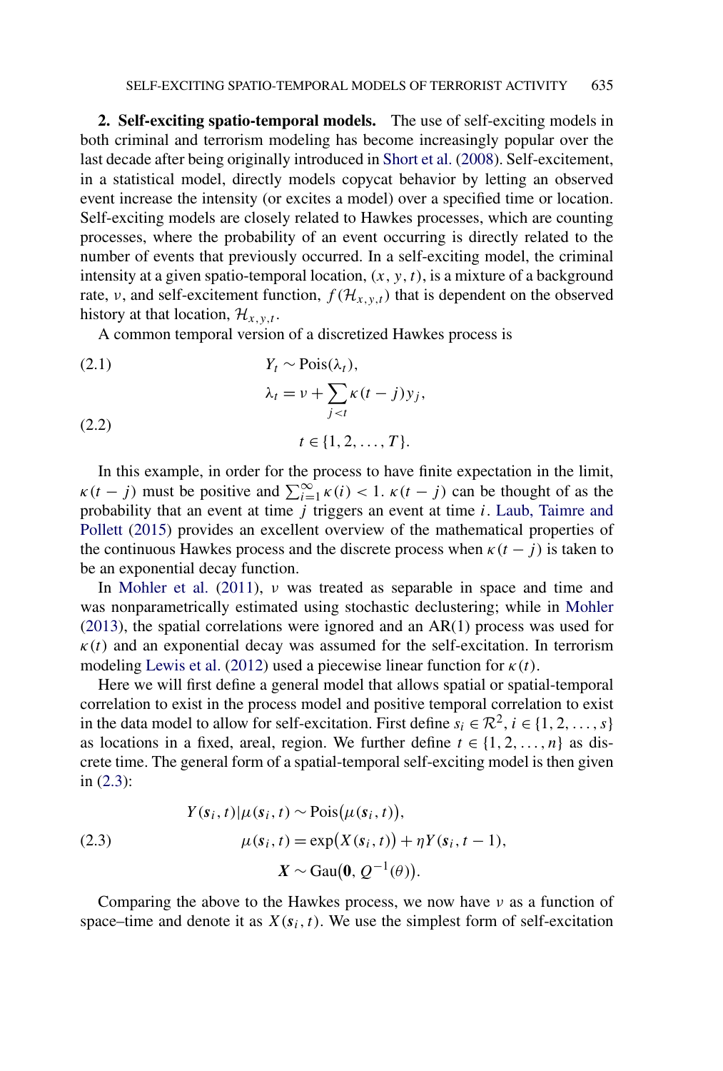## 2. Self-exciting spatio-temporal models.

The use of self-exciting models in both criminal and terrorism modeling has become increasingly popular over the last decade after being originally introduced in Short et al. (2008). Self-excitement, in a statistical model, directly models copycat behavior by letting an observed event increase the intensity (or excites a model) over a specified time or location. Self-exciting models are closely related to Hawkes processes, which are counting processes, where the probability of an event occurring is directly related to the number of events that previously occurred. In a self-exciting model, the criminal intensity at a given spatio-temporal location, $(x, y, t)$, is a mixture of a background rate, $\nu$, and self-excitement function, $f(\mathcal{H}_{x,y,t})$ that is dependent on the observed history at that location, $\mathcal{H}_{x,y,t}$.

A common temporal version of a discretized Hawkes process is

$$
Y_t \sim \text{Pois}(\lambda_t), \tag{2.1}
$$

$$
\lambda_t = \nu + \sum_{j<t} \kappa(t-j) y_j, \quad t \in \{1, 2, \dots, T\}. \tag{2.2}
$$

In this example, in order for the process to have finite expectation in the limit, $\kappa(t-j)$ must be positive and $\sum_{i=1}^{\infty} \kappa(i) < 1$. $\kappa(t-j)$ can be thought of as the probability that an event at time $j$ triggers an event at time $i$. Laub, Taimre and Pollett (2015) provides an excellent overview of the mathematical properties of the continuous Hawkes process and the discrete process when $\kappa(t-j)$ is taken to be an exponential decay function.

In Mohler et al. (2011), $\nu$ was treated as separable in space and time and was nonparametrically estimated using stochastic declustering; while in Mohler (2013), the spatial correlations were ignored and an AR(1) process was used for $\kappa(t)$ and an exponential decay was assumed for the self-excitation. In terrorism modeling Lewis et al. (2012) used a piecewise linear function for $\kappa(t)$.

Here we will first define a general model that allows spatial or spatial-temporal correlation to exist in the process model and positive temporal correlation to exist in the data model to allow for self-excitation. First define $s_i \in \mathcal{R}^2$, $i \in \{1, 2, \dots, s\}$ as locations in a fixed, areal, region. We further define $t \in \{1, 2, \dots, n\}$ as discrete time. The general form of a spatial-temporal self-exciting model is then given in (2.3):

$$
\begin{aligned}
Y(\boldsymbol{s}_i, t) | \mu(\boldsymbol{s}_i, t) &\sim \text{Pois}\big(\mu(\boldsymbol{s}_i, t)\big), \\
\mu(\boldsymbol{s}_i, t) &= \exp\big(X(\boldsymbol{s}_i, t)\big) + \eta Y(\boldsymbol{s}_i, t-1), \\
\boldsymbol{X} &\sim \text{Gau}\big(\boldsymbol{0}, Q^{-1}(\theta)\big).
\end{aligned} \tag{2.3}
$$

Comparing the above to the Hawkes process, we now have $\nu$ as a function of space–time and denote it as $X(\boldsymbol{s}_i, t)$. We use the simplest form of self-excitation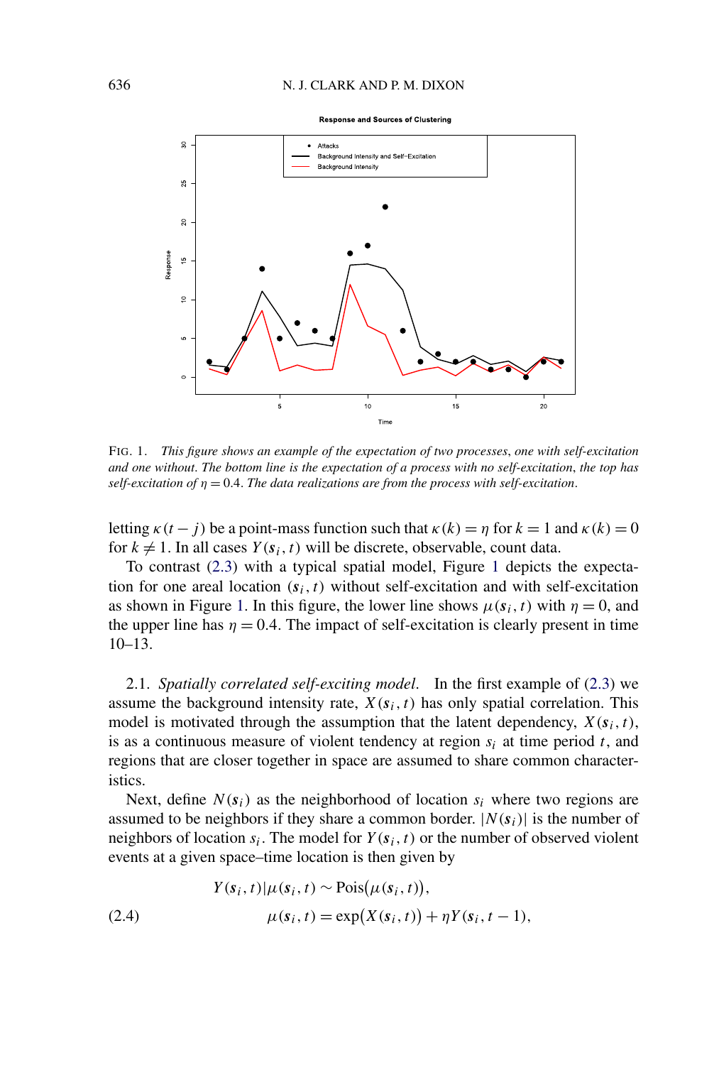FIG. 1. *This figure shows an example of the expectation of two processes, one with self-excitation and one without. The bottom line is the expectation of a process with no self-excitation, the top has self-excitation of $\eta = 0.4$. The data realizations are from the process with self-excitation.*

letting $\kappa(t-j)$ be a point-mass function such that $\kappa(k) = \eta$ for $k = 1$ and $\kappa(k) = 0$ for $k \neq 1$. In all cases $Y(\boldsymbol{s}_i, t)$ will be discrete, observable, count data.

To contrast (2.3) with a typical spatial model, Figure 1 depicts the expectation for one areal location $(\boldsymbol{s}_i, t)$ without self-excitation and with self-excitation as shown in Figure 1. In this figure, the lower line shows $\mu(\boldsymbol{s}_i, t)$ with $\eta = 0$, and the upper line has $\eta = 0.4$. The impact of self-excitation is clearly present in time 10–13.

2.1. *Spatially correlated self-exciting model.* In the first example of (2.3) we assume the background intensity rate, $X(\boldsymbol{s}_i, t)$ has only spatial correlation. This model is motivated through the assumption that the latent dependency, $X(\boldsymbol{s}_i, t)$, is as a continuous measure of violent tendency at region $s_i$ at time period $t$, and regions that are closer together in space are assumed to share common characteristics.

Next, define $N(\boldsymbol{s}_i)$ as the neighborhood of location $s_i$ where two regions are assumed to be neighbors if they share a common border. $|N(\boldsymbol{s}_i)|$ is the number of neighbors of location $s_i$. The model for $Y(\boldsymbol{s}_i, t)$ or the number of observed violent events at a given space–time location is then given by

$$
\begin{aligned}
& Y(\boldsymbol{s}_i, t) | \mu(\boldsymbol{s}_i, t) \sim \operatorname{Pois}(\mu(\boldsymbol{s}_i, t)), \\
& \mu(\boldsymbol{s}_i, t) = \exp(X(\boldsymbol{s}_i, t)) + \eta Y(\boldsymbol{s}_i, t-1),
\end{aligned} \tag{2.4}
$$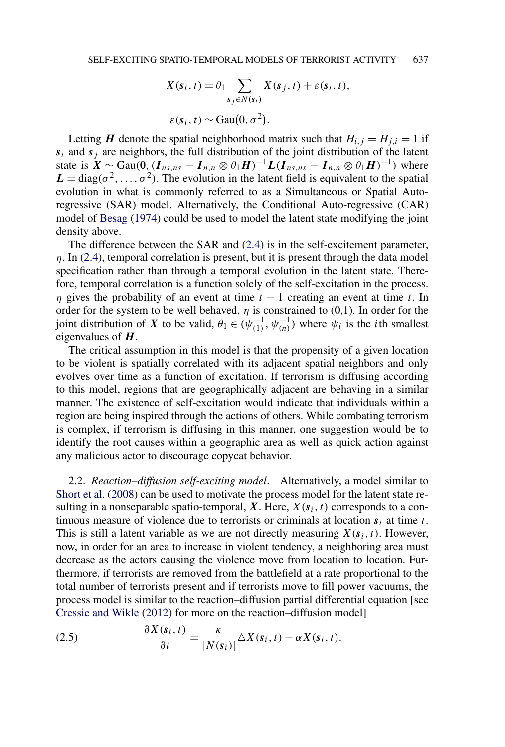$$X(\boldsymbol{s}_i, t) = \theta_1 \sum_{\boldsymbol{s}_j \in N(\boldsymbol{s}_i)} X(\boldsymbol{s}_j, t) + \varepsilon(\boldsymbol{s}_i, t),$$

$$\varepsilon(\boldsymbol{s}_i, t) \sim \text{Gau}(0, \sigma^2).$$

Letting $\boldsymbol{H}$ denote the spatial neighborhood matrix such that $H_{i,j} = H_{j,i} = 1$ if $\boldsymbol{s}_i$ and $\boldsymbol{s}_j$ are neighbors, the full distribution of the joint distribution of the latent state is $\boldsymbol{X} \sim \text{Gau}(\boldsymbol{0}, (\boldsymbol{I}_{ns,ns} - \boldsymbol{I}_{n,n} \otimes \theta_1 \boldsymbol{H})^{-1} \boldsymbol{L} (\boldsymbol{I}_{ns,ns} - \boldsymbol{I}_{n,n} \otimes \theta_1 \boldsymbol{H})^{-1})$ where $\boldsymbol{L} = \text{diag}(\sigma^2, \ldots, \sigma^2)$. The evolution in the latent field is equivalent to the spatial evolution in what is commonly referred to as a Simultaneous or Spatial Autoregressive (SAR) model. Alternatively, the Conditional Auto-regressive (CAR) model of Besag (1974) could be used to model the latent state modifying the joint density above.

The difference between the SAR and (2.4) is in the self-excitement parameter, $\eta$. In (2.4), temporal correlation is present, but it is present through the data model specification rather than through a temporal evolution in the latent state. Therefore, temporal correlation is a function solely of the self-excitation in the process. $\eta$ gives the probability of an event at time $t-1$ creating an event at time $t$. In order for the system to be well behaved, $\eta$ is constrained to (0,1). In order for the joint distribution of $\boldsymbol{X}$ to be valid, $\theta_1 \in (\psi_{(1)}^{-1}, \psi_{(n)}^{-1})$ where $\psi_i$ is the $i$th smallest eigenvalues of $\boldsymbol{H}$.

The critical assumption in this model is that the propensity of a given location to be violent is spatially correlated with its adjacent spatial neighbors and only evolves over time as a function of excitation. If terrorism is diffusing according to this model, regions that are geographically adjacent are behaving in a similar manner. The existence of self-excitation would indicate that individuals within a region are being inspired through the actions of others. While combating terrorism is complex, if terrorism is diffusing in this manner, one suggestion would be to identify the root causes within a geographic area as well as quick action against any malicious actor to discourage copycat behavior.

2.2. *Reaction–diffusion self-exciting model*. Alternatively, a model similar to Short et al. (2008) can be used to motivate the process model for the latent state resulting in a nonseparable spatio-temporal, $\boldsymbol{X}$. Here, $X(\boldsymbol{s}_i, t)$ corresponds to a continuous measure of violence due to terrorists or criminals at location $\boldsymbol{s}_i$ at time $t$. This is still a latent variable as we are not directly measuring $X(\boldsymbol{s}_i, t)$. However, now, in order for an area to increase in violent tendency, a neighboring area must decrease as the actors causing the violence move from location to location. Furthermore, if terrorists are removed from the battlefield at a rate proportional to the total number of terrorists present and if terrorists move to fill power vacuums, the process model is similar to the reaction–diffusion partial differential equation [see Cressie and Wikle (2012) for more on the reaction–diffusion model]

$$\frac{\partial X(\boldsymbol{s}_i, t)}{\partial t} = \frac{\kappa}{|N(\boldsymbol{s}_i)|} \triangle X(\boldsymbol{s}_i, t) - \alpha X(\boldsymbol{s}_i, t). \tag{2.5}$$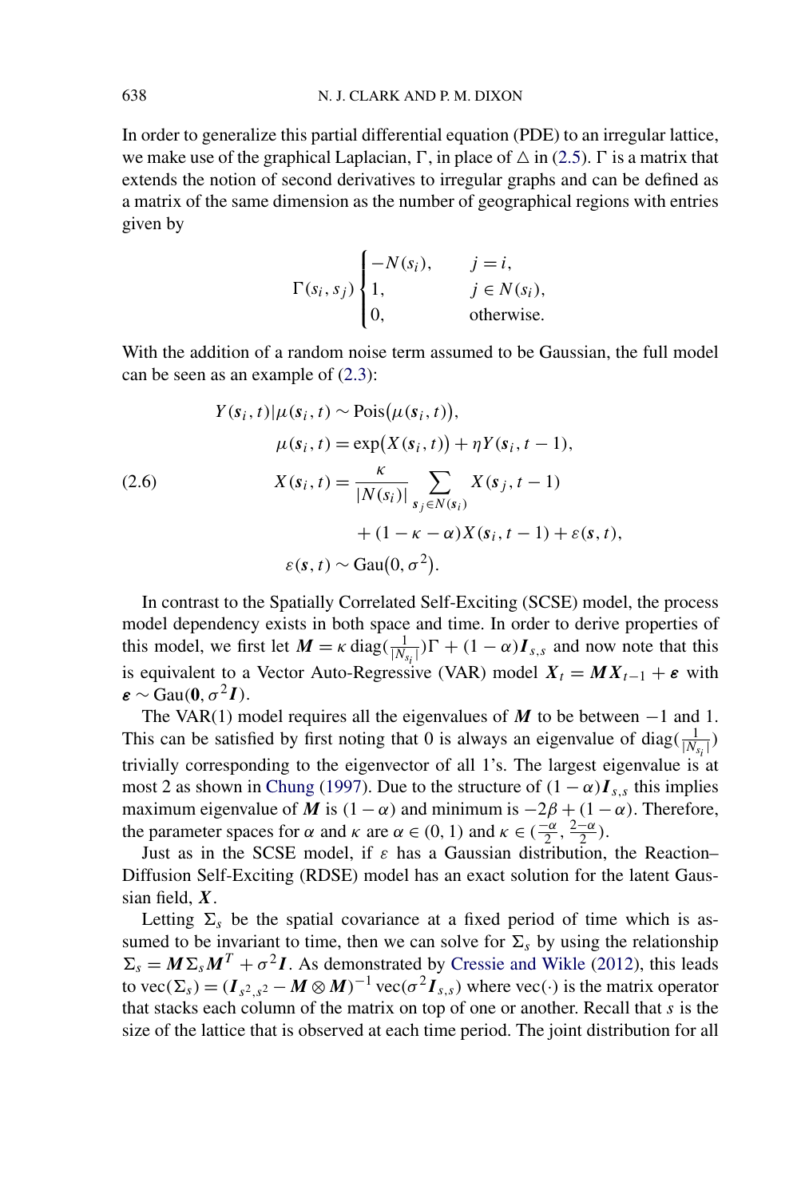In order to generalize this partial differential equation (PDE) to an irregular lattice, we make use of the graphical Laplacian, $\Gamma$, in place of $\triangle$ in (2.5). $\Gamma$ is a matrix that extends the notion of second derivatives to irregular graphs and can be defined as a matrix of the same dimension as the number of geographical regions with entries given by

$$
\Gamma(s_i, s_j) \begin{cases} -N(s_i), & j = i, \\ 1, & j \in N(s_i), \\ 0, & \text{otherwise.} \end{cases}
$$

With the addition of a random noise term assumed to be Gaussian, the full model can be seen as an example of (2.3):

$$
\begin{aligned}
Y(\boldsymbol{s}_i, t) | \mu(\boldsymbol{s}_i, t) &\sim \text{Pois}\big(\mu(\boldsymbol{s}_i, t)\big), \\
\mu(\boldsymbol{s}_i, t) &= \exp\big(X(\boldsymbol{s}_i, t)\big) + \eta Y(\boldsymbol{s}_i, t-1), \\
X(\boldsymbol{s}_i, t) &= \frac{\kappa}{|N(s_i)|} \sum_{\boldsymbol{s}_j \in N(\boldsymbol{s}_i)} X(\boldsymbol{s}_j, t-1) \\
&\quad + (1 - \kappa - \alpha) X(\boldsymbol{s}_i, t-1) + \varepsilon(\boldsymbol{s}, t), \\
\varepsilon(\boldsymbol{s}, t) &\sim \text{Gau}\big(0, \sigma^2\big).
\end{aligned} \tag{2.6}
$$

In contrast to the Spatially Correlated Self-Exciting (SCSE) model, the process model dependency exists in both space and time. In order to derive properties of this model, we first let $\boldsymbol{M} = \kappa \operatorname{diag}(\frac{1}{|N_{s_i}|})\Gamma + (1 - \alpha)\boldsymbol{I}_{s,s}$ and now note that this is equivalent to a Vector Auto-Regressive (VAR) model $\boldsymbol{X}_t = \boldsymbol{M}\boldsymbol{X}_{t-1} + \boldsymbol{\varepsilon}$ with $\boldsymbol{\varepsilon} \sim \text{Gau}(\boldsymbol{0}, \sigma^2 \boldsymbol{I})$.

The VAR(1) model requires all the eigenvalues of $\boldsymbol{M}$ to be between $-1$ and 1. This can be satisfied by first noting that 0 is always an eigenvalue of $\operatorname{diag}(\frac{1}{|N_{s_i}|})$ trivially corresponding to the eigenvector of all 1's. The largest eigenvalue is at most 2 as shown in Chung (1997). Due to the structure of $(1 - \alpha)\boldsymbol{I}_{s,s}$ this implies maximum eigenvalue of $\boldsymbol{M}$ is $(1 - \alpha)$ and minimum is $-2\beta + (1 - \alpha)$. Therefore, the parameter spaces for $\alpha$ and $\kappa$ are $\alpha \in (0, 1)$ and $\kappa \in (\frac{-\alpha}{2}, \frac{2-\alpha}{2})$.

Just as in the SCSE model, if $\varepsilon$ has a Gaussian distribution, the Reaction–Diffusion Self-Exciting (RDSE) model has an exact solution for the latent Gaussian field, $\boldsymbol{X}$.

Letting $\Sigma_s$ be the spatial covariance at a fixed period of time which is assumed to be invariant to time, then we can solve for $\Sigma_s$ by using the relationship $\Sigma_s = \boldsymbol{M}\Sigma_s\boldsymbol{M}^T + \sigma^2\boldsymbol{I}$. As demonstrated by Cressie and Wikle (2012), this leads to $\text{vec}(\Sigma_s) = (\boldsymbol{I}_{s^2,s^2} - \boldsymbol{M} \otimes \boldsymbol{M})^{-1} \text{vec}(\sigma^2 \boldsymbol{I}_{s,s})$ where $\text{vec}(\cdot)$ is the matrix operator that stacks each column of the matrix on top of one or another. Recall that $s$ is the size of the lattice that is observed at each time period. The joint distribution for all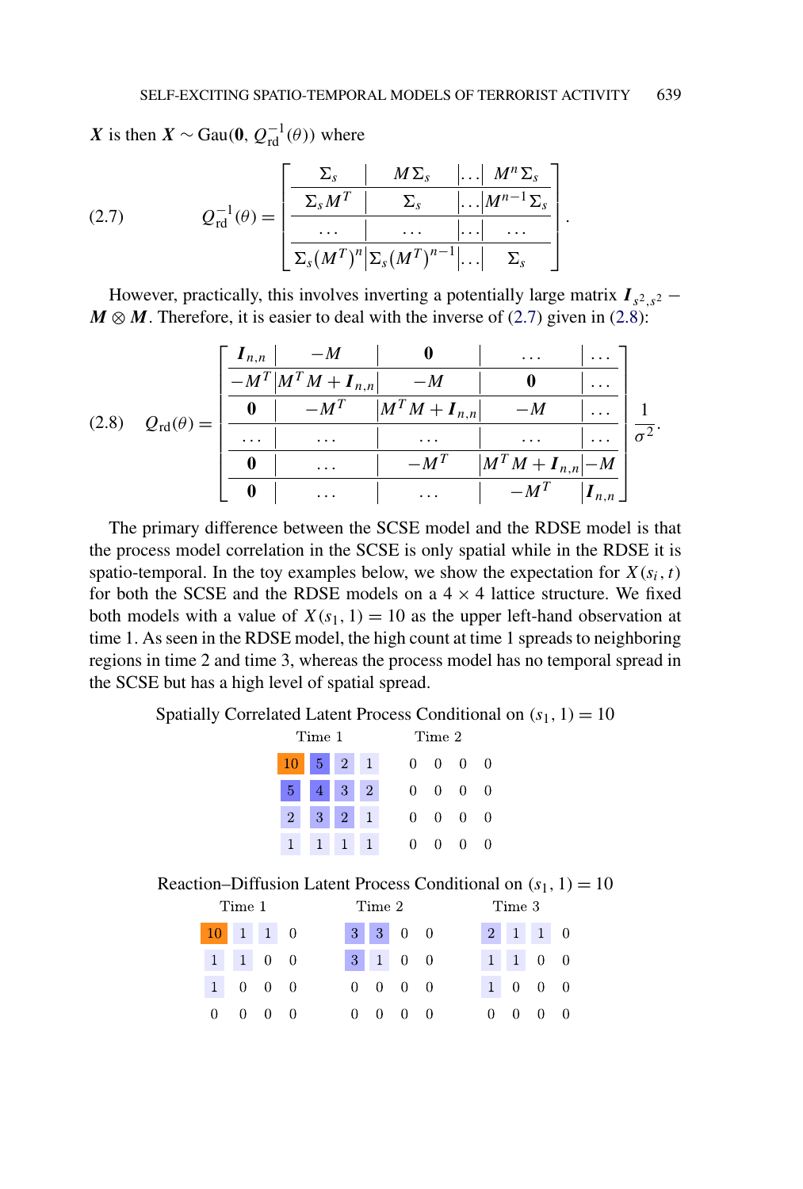$\boldsymbol{X}$ is then $\boldsymbol{X} \sim \text{Gau}(\boldsymbol{0}, Q_{\text{rd}}^{-1}(\theta))$ where

$$
Q_{\text{rd}}^{-1}(\theta) = \left[\begin{array}{c|c|c|c}
\Sigma_s & M\Sigma_s & \dots & M^n\Sigma_s \\
\hline
\Sigma_s M^T & \Sigma_s & \dots & M^{n-1}\Sigma_s \\
\hline
\dots & \dots & \dots & \dots \\
\hline
\Sigma_s (M^T)^n & \Sigma_s (M^T)^{n-1} & \dots & \Sigma_s
\end{array}\right]. \tag{2.7}
$$

However, practically, this involves inverting a potentially large matrix $\boldsymbol{I}_{s^2,s^2} - \boldsymbol{M} \otimes \boldsymbol{M}$. Therefore, it is easier to deal with the inverse of (2.7) given in (2.8):

$$
Q_{\text{rd}}(\theta) = \left[\begin{array}{c|c|c|c|c}
\boldsymbol{I}_{n,n} & -M & \boldsymbol{0} & \dots & \dots \\
\hline
-M^T & M^T M + \boldsymbol{I}_{n,n} & -M & \boldsymbol{0} & \dots \\
\hline
\boldsymbol{0} & -M^T & M^T M + \boldsymbol{I}_{n,n} & -M & \dots \\
\hline
\dots & \dots & \dots & \dots & \dots \\
\hline
\boldsymbol{0} & \dots & -M^T & M^T M + \boldsymbol{I}_{n,n} & -M \\
\hline
\boldsymbol{0} & \dots & \dots & -M^T & \boldsymbol{I}_{n,n}
\end{array}\right] \frac{1}{\sigma^2}. \tag{2.8}
$$

The primary difference between the SCSE model and the RDSE model is that the process model correlation in the SCSE is only spatial while in the RDSE it is spatio-temporal. In the toy examples below, we show the expectation for $X(s_i, t)$ for both the SCSE and the RDSE models on a $4 \times 4$ lattice structure. We fixed both models with a value of $X(s_1, 1) = 10$ as the upper left-hand observation at time 1. As seen in the RDSE model, the high count at time 1 spreads to neighboring regions in time 2 and time 3, whereas the process model has no temporal spread in the SCSE but has a high level of spatial spread.

Spatially Correlated Latent Process Conditional on $(s_1, 1) = 10$

| Time 1 | | | | Time 2 | | | |
|---|---|---|---|---|---|---|---|
| 10 | 5 | 2 | 1 | 0 | 0 | 0 | 0 |
| 5 | 4 | 3 | 2 | 0 | 0 | 0 | 0 |
| 2 | 3 | 2 | 1 | 0 | 0 | 0 | 0 |
| 1 | 1 | 1 | 1 | 0 | 0 | 0 | 0 |

Reaction–Diffusion Latent Process Conditional on $(s_1, 1) = 10$

| Time 1 | | | | Time 2 | | | | Time 3 | | | |
|---|---|---|---|---|---|---|---|---|---|---|---|
| 10 | 1 | 1 | 0 | 3 | 3 | 0 | 0 | 2 | 1 | 1 | 0 |
| 1 | 1 | 0 | 0 | 3 | 1 | 0 | 0 | 1 | 1 | 0 | 0 |
| 1 | 0 | 0 | 0 | 0 | 0 | 0 | 0 | 1 | 0 | 0 | 0 |
| 0 | 0 | 0 | 0 | 0 | 0 | 0 | 0 | 0 | 0 | 0 | 0 |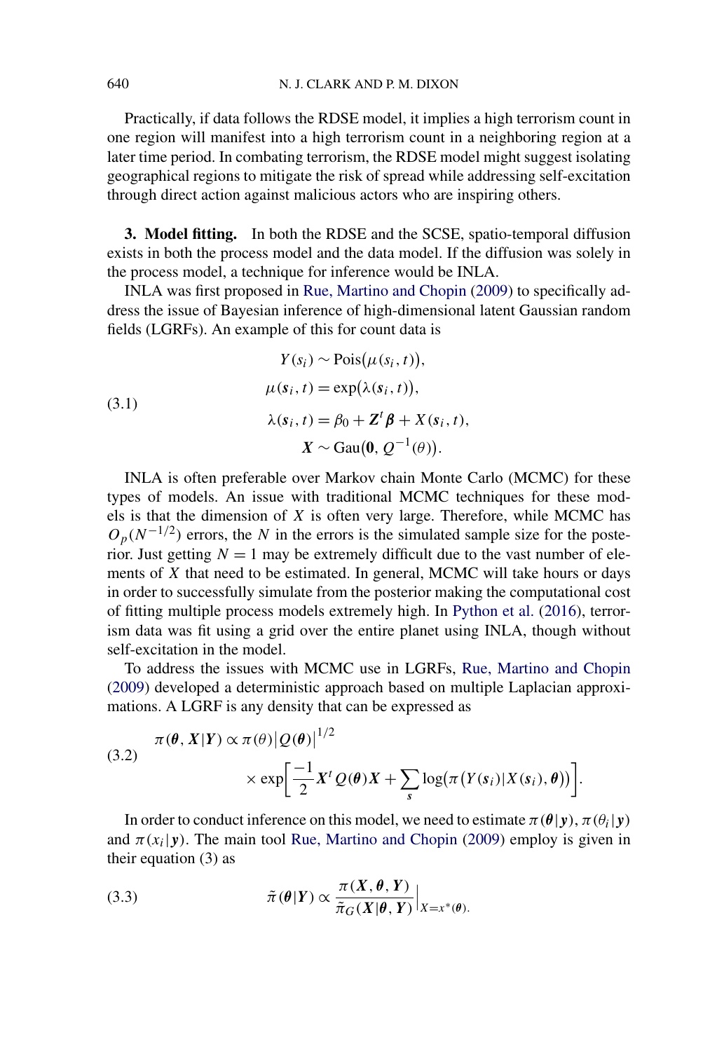Practically, if data follows the RDSE model, it implies a high terrorism count in one region will manifest into a high terrorism count in a neighboring region at a later time period. In combating terrorism, the RDSE model might suggest isolating geographical regions to mitigate the risk of spread while addressing self-excitation through direct action against malicious actors who are inspiring others.

**3. Model fitting.** In both the RDSE and the SCSE, spatio-temporal diffusion exists in both the process model and the data model. If the diffusion was solely in the process model, a technique for inference would be INLA.

INLA was first proposed in Rue, Martino and Chopin (2009) to specifically address the issue of Bayesian inference of high-dimensional latent Gaussian random fields (LGRFs). An example of this for count data is

$$
\begin{aligned}
Y(s_i) &\sim \operatorname{Pois}\big(\mu(s_i, t)\big), \\
\mu(\boldsymbol{s}_i, t) &= \exp\big(\lambda(\boldsymbol{s}_i, t)\big), \\
\lambda(\boldsymbol{s}_i, t) &= \beta_0 + \boldsymbol{Z}^t \boldsymbol{\beta} + X(\boldsymbol{s}_i, t), \\
\boldsymbol{X} &\sim \operatorname{Gau}\big(\boldsymbol{0}, Q^{-1}(\theta)\big).
\end{aligned}
\tag{3.1}
$$

INLA is often preferable over Markov chain Monte Carlo (MCMC) for these types of models. An issue with traditional MCMC techniques for these models is that the dimension of $X$ is often very large. Therefore, while MCMC has $O_p(N^{-1/2})$ errors, the $N$ in the errors is the simulated sample size for the posterior. Just getting $N = 1$ may be extremely difficult due to the vast number of elements of $X$ that need to be estimated. In general, MCMC will take hours or days in order to successfully simulate from the posterior making the computational cost of fitting multiple process models extremely high. In Python et al. (2016), terrorism data was fit using a grid over the entire planet using INLA, though without self-excitation in the model.

To address the issues with MCMC use in LGRFs, Rue, Martino and Chopin (2009) developed a deterministic approach based on multiple Laplacian approximations. A LGRF is any density that can be expressed as

$$
\pi(\boldsymbol{\theta}, \boldsymbol{X}|\boldsymbol{Y}) \propto \pi(\theta)\big|Q(\boldsymbol{\theta})\big|^{1/2} \times \exp\left[\frac{-1}{2}\boldsymbol{X}^t Q(\boldsymbol{\theta})\boldsymbol{X} + \sum_{\boldsymbol{s}} \log\big(\pi\big(Y(\boldsymbol{s}_i)|X(\boldsymbol{s}_i), \boldsymbol{\theta}\big)\big)\right].
\tag{3.2}
$$

In order to conduct inference on this model, we need to estimate $\pi(\boldsymbol{\theta}|\boldsymbol{y})$, $\pi(\theta_i|\boldsymbol{y})$ and $\pi(x_i|\boldsymbol{y})$. The main tool Rue, Martino and Chopin (2009) employ is given in their equation (3) as

$$
\tilde{\pi}(\boldsymbol{\theta}|\boldsymbol{Y}) \propto \frac{\pi(\boldsymbol{X}, \boldsymbol{\theta}, \boldsymbol{Y})}{\tilde{\pi}_G(\boldsymbol{X}|\boldsymbol{\theta}, \boldsymbol{Y})}\Big|_{X=x^*(\boldsymbol{\theta})}.
\tag{3.3}
$$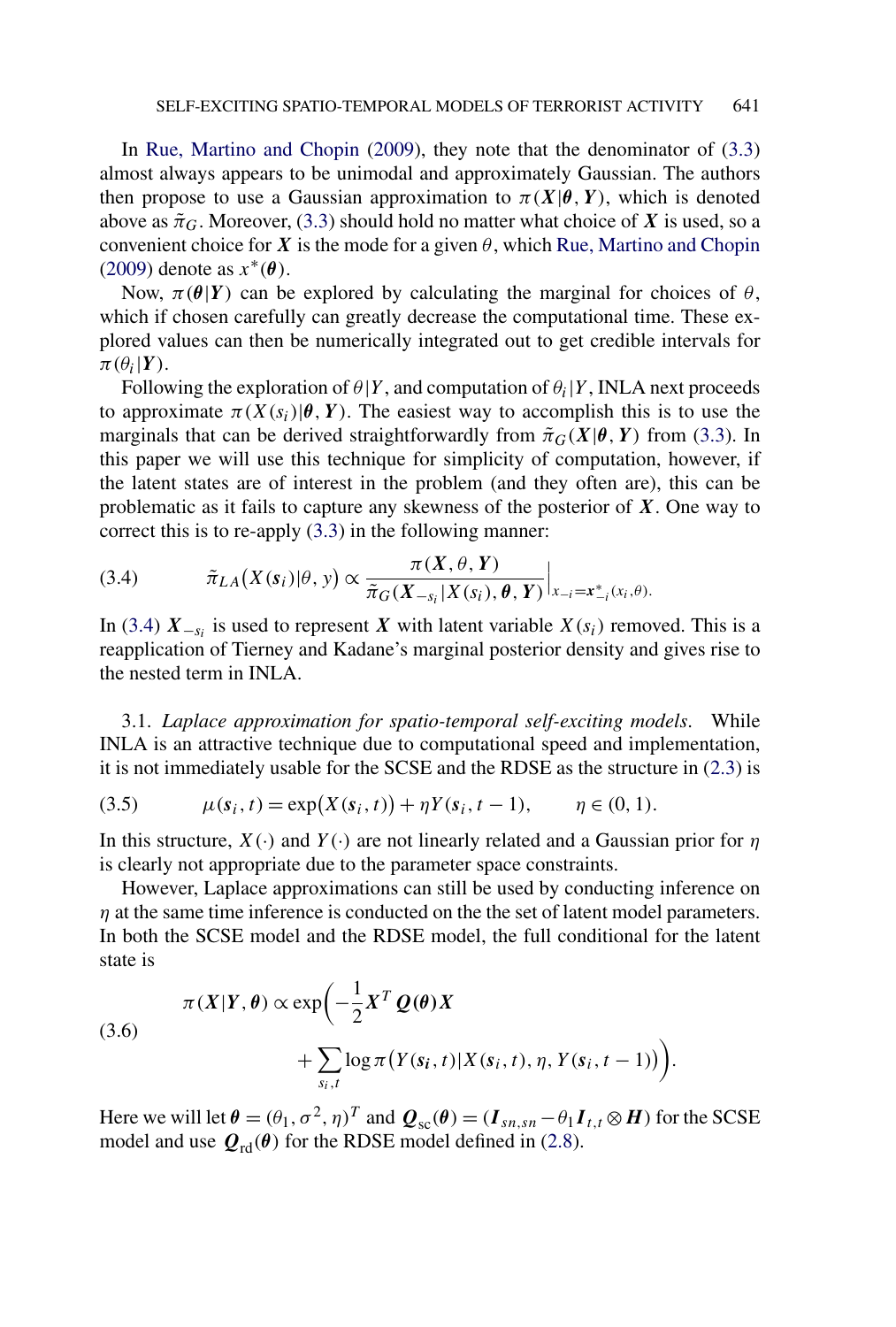In Rue, Martino and Chopin (2009), they note that the denominator of (3.3) almost always appears to be unimodal and approximately Gaussian. The authors then propose to use a Gaussian approximation to $\pi(\boldsymbol{X}|\boldsymbol{\theta}, \boldsymbol{Y})$, which is denoted above as $\tilde{\pi}_G$. Moreover, (3.3) should hold no matter what choice of $\boldsymbol{X}$ is used, so a convenient choice for $\boldsymbol{X}$ is the mode for a given $\theta$, which Rue, Martino and Chopin (2009) denote as $x^*(\boldsymbol{\theta})$.

Now, $\pi(\boldsymbol{\theta}|\boldsymbol{Y})$ can be explored by calculating the marginal for choices of $\theta$, which if chosen carefully can greatly decrease the computational time. These explored values can then be numerically integrated out to get credible intervals for $\pi(\theta_i|\boldsymbol{Y})$.

Following the exploration of $\theta|Y$, and computation of $\theta_i|Y$, INLA next proceeds to approximate $\pi(X(\boldsymbol{s}_i)|\boldsymbol{\theta}, \boldsymbol{Y})$. The easiest way to accomplish this is to use the marginals that can be derived straightforwardly from $\tilde{\pi}_G(\boldsymbol{X}|\boldsymbol{\theta}, \boldsymbol{Y})$ from (3.3). In this paper we will use this technique for simplicity of computation, however, if the latent states are of interest in the problem (and they often are), this can be problematic as it fails to capture any skewness of the posterior of $\boldsymbol{X}$. One way to correct this is to re-apply (3.3) in the following manner:

$$\tilde{\pi}_{LA}\big(X(\boldsymbol{s}_i)|\theta, y\big) \propto \frac{\pi(\boldsymbol{X}, \theta, \boldsymbol{Y})}{\tilde{\pi}_G(\boldsymbol{X}_{-s_i}|X(s_i), \boldsymbol{\theta}, \boldsymbol{Y})}\bigg|_{x_{-i}=\boldsymbol{x}^*_{-i}(x_i,\theta)}. \tag{3.4}$$

In (3.4) $\boldsymbol{X}_{-s_i}$ is used to represent $\boldsymbol{X}$ with latent variable $X(s_i)$ removed. This is a reapplication of Tierney and Kadane's marginal posterior density and gives rise to the nested term in INLA.

### 3.1. *Laplace approximation for spatio-temporal self-exciting models.*

While INLA is an attractive technique due to computational speed and implementation, it is not immediately usable for the SCSE and the RDSE as the structure in (2.3) is

$$\mu(\boldsymbol{s}_i, t) = \exp\big(X(\boldsymbol{s}_i, t)\big) + \eta Y(\boldsymbol{s}_i, t-1), \qquad \eta \in (0, 1). \tag{3.5}$$

In this structure, $X(\cdot)$ and $Y(\cdot)$ are not linearly related and a Gaussian prior for $\eta$ is clearly not appropriate due to the parameter space constraints.

However, Laplace approximations can still be used by conducting inference on $\eta$ at the same time inference is conducted on the the set of latent model parameters. In both the SCSE model and the RDSE model, the full conditional for the latent state is

$$\begin{aligned}\pi(\boldsymbol{X}|\boldsymbol{Y}, \boldsymbol{\theta}) \propto \exp\bigg(&-\frac{1}{2}\boldsymbol{X}^T\boldsymbol{Q}(\boldsymbol{\theta})\boldsymbol{X} \\ &+ \sum_{s_i,t}\log\pi\big(Y(\boldsymbol{s_i}, t)|X(\boldsymbol{s}_i, t), \eta, Y(\boldsymbol{s}_i, t-1)\big)\bigg).\end{aligned} \tag{3.6}$$

Here we will let $\boldsymbol{\theta} = (\theta_1, \sigma^2, \eta)^T$ and $\boldsymbol{Q}_{\mathrm{sc}}(\boldsymbol{\theta}) = (\boldsymbol{I}_{sn,sn} - \theta_1 \boldsymbol{I}_{t,t} \otimes \boldsymbol{H})$ for the SCSE model and use $\boldsymbol{Q}_{\mathrm{rd}}(\boldsymbol{\theta})$ for the RDSE model defined in (2.8).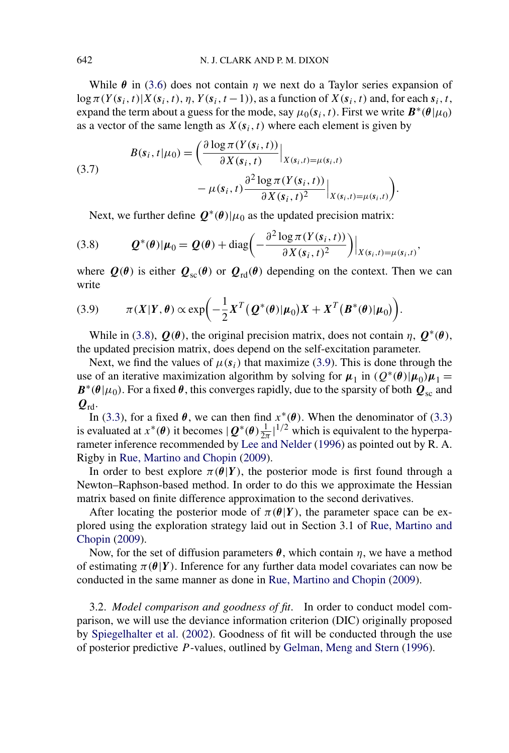While $\boldsymbol{\theta}$ in (3.6) does not contain $\eta$ we next do a Taylor series expansion of $\log \pi(Y(\boldsymbol{s}_i, t)|X(\boldsymbol{s}_i, t), \eta, Y(\boldsymbol{s}_i, t-1))$, as a function of $X(\boldsymbol{s}_i, t)$ and, for each $\boldsymbol{s}_i, t$, expand the term about a guess for the mode, say $\mu_0(\boldsymbol{s}_i, t)$. First we write $\boldsymbol{B}^*(\boldsymbol{\theta}|\mu_0)$ as a vector of the same length as $X(\boldsymbol{s}_i, t)$ where each element is given by

$$
\begin{aligned}
B(\boldsymbol{s}_i, t|\mu_0) = \bigg( & \frac{\partial \log \pi(Y(\boldsymbol{s}_i, t))}{\partial X(\boldsymbol{s}_i, t)}\Big|_{X(\boldsymbol{s}_i,t)=\mu(\boldsymbol{s}_i,t)} \\
& - \mu(\boldsymbol{s}_i, t) \frac{\partial^2 \log \pi(Y(\boldsymbol{s}_i, t))}{\partial X(\boldsymbol{s}_i, t)^2}\Big|_{X(\boldsymbol{s}_i,t)=\mu(\boldsymbol{s}_i,t)} \bigg).
\end{aligned} \tag{3.7}
$$

Next, we further define $\boldsymbol{Q}^*(\boldsymbol{\theta})|\mu_0$ as the updated precision matrix:

$$
\boldsymbol{Q}^*(\boldsymbol{\theta})|\boldsymbol{\mu}_0 = \boldsymbol{Q}(\boldsymbol{\theta}) + \operatorname{diag}\bigg( -\frac{\partial^2 \log \pi(Y(\boldsymbol{s}_i, t))}{\partial X(\boldsymbol{s}_i, t)^2} \bigg)\Big|_{X(\boldsymbol{s}_i,t)=\mu(\boldsymbol{s}_i,t)}, \tag{3.8}
$$

where $\boldsymbol{Q}(\boldsymbol{\theta})$ is either $\boldsymbol{Q}_{\text{sc}}(\boldsymbol{\theta})$ or $\boldsymbol{Q}_{\text{rd}}(\boldsymbol{\theta})$ depending on the context. Then we can write

$$
\pi(\boldsymbol{X}|\boldsymbol{Y}, \boldsymbol{\theta}) \propto \exp\bigg( -\frac{1}{2} \boldsymbol{X}^T \big( \boldsymbol{Q}^*(\boldsymbol{\theta})|\boldsymbol{\mu}_0 \big) \boldsymbol{X} + \boldsymbol{X}^T \big( \boldsymbol{B}^*(\boldsymbol{\theta})|\mu_0 \big) \bigg). \tag{3.9}
$$

While in (3.8), $\boldsymbol{Q}(\boldsymbol{\theta})$, the original precision matrix, does not contain $\eta$, $\boldsymbol{Q}^*(\boldsymbol{\theta})$, the updated precision matrix, does depend on the self-excitation parameter.

Next, we find the values of $\mu(\boldsymbol{s}_i)$ that maximize (3.9). This is done through the use of an iterative maximization algorithm by solving for $\boldsymbol{\mu}_1$ in $(Q^*(\boldsymbol{\theta})|\boldsymbol{\mu}_0)\boldsymbol{\mu}_1 = \boldsymbol{B}^*(\boldsymbol{\theta}|\mu_0)$. For a fixed $\boldsymbol{\theta}$, this converges rapidly, due to the sparsity of both $\boldsymbol{Q}_{\text{sc}}$ and $\boldsymbol{Q}_{\text{rd}}$.

In (3.3), for a fixed $\boldsymbol{\theta}$, we can then find $x^*(\boldsymbol{\theta})$. When the denominator of (3.3) is evaluated at $x^*(\boldsymbol{\theta})$ it becomes $|\boldsymbol{Q}^*(\boldsymbol{\theta})\frac{1}{2\pi}|^{1/2}$ which is equivalent to the hyperparameter inference recommended by Lee and Nelder (1996) as pointed out by R. A. Rigby in Rue, Martino and Chopin (2009).

In order to best explore $\pi(\boldsymbol{\theta}|\boldsymbol{Y})$, the posterior mode is first found through a Newton–Raphson-based method. In order to do this we approximate the Hessian matrix based on finite difference approximation to the second derivatives.

After locating the posterior mode of $\pi(\boldsymbol{\theta}|\boldsymbol{Y})$, the parameter space can be explored using the exploration strategy laid out in Section 3.1 of Rue, Martino and Chopin (2009).

Now, for the set of diffusion parameters $\boldsymbol{\theta}$, which contain $\eta$, we have a method of estimating $\pi(\boldsymbol{\theta}|\boldsymbol{Y})$. Inference for any further data model covariates can now be conducted in the same manner as done in Rue, Martino and Chopin (2009).

### 3.2. *Model comparison and goodness of fit.*

In order to conduct model comparison, we will use the deviance information criterion (DIC) originally proposed by Spiegelhalter et al. (2002). Goodness of fit will be conducted through the use of posterior predictive $P$-values, outlined by Gelman, Meng and Stern (1996).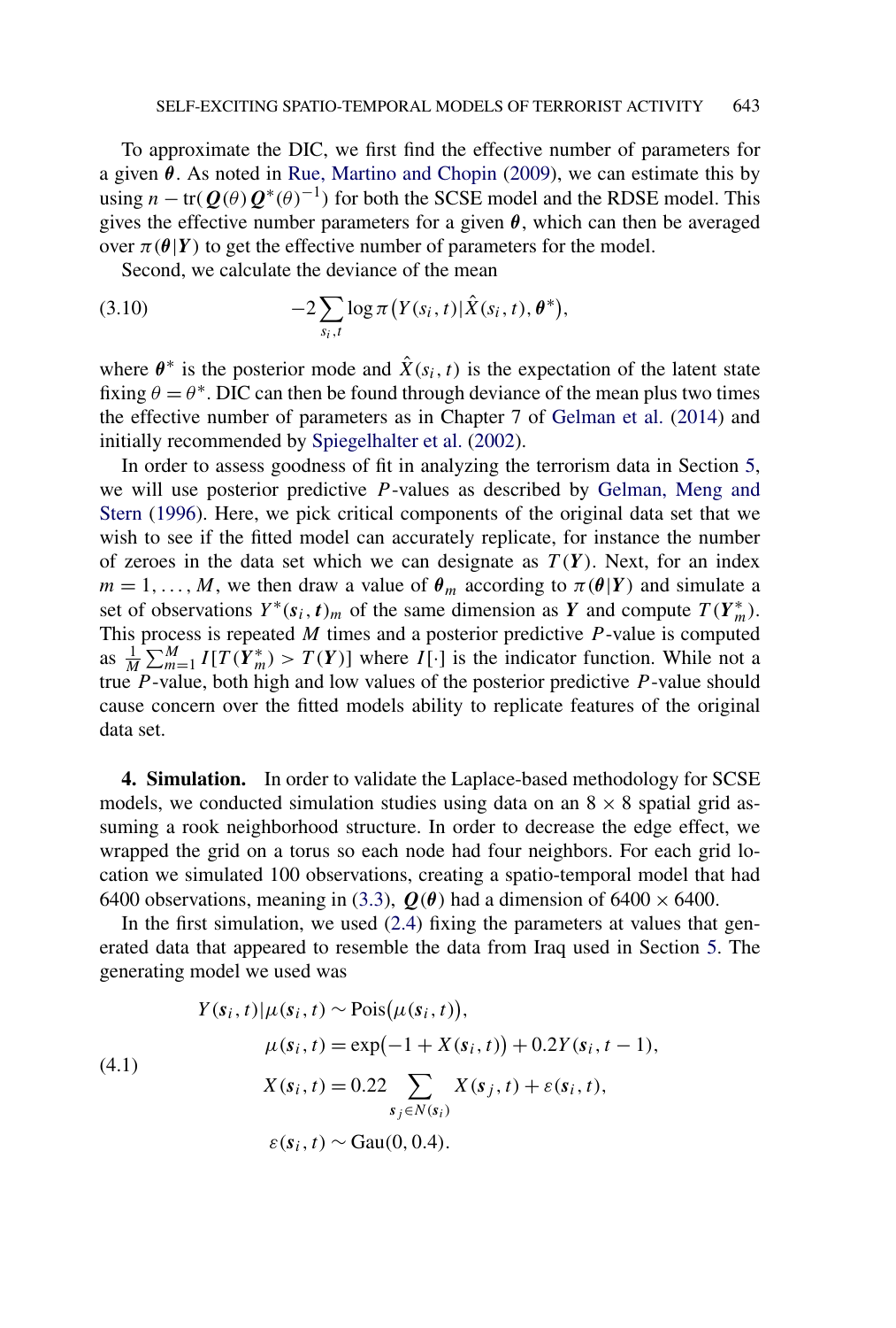To approximate the DIC, we first find the effective number of parameters for a given $\boldsymbol{\theta}$. As noted in Rue, Martino and Chopin (2009), we can estimate this by using $n - \text{tr}(\boldsymbol{Q}(\theta)\boldsymbol{Q}^*(\theta)^{-1})$ for both the SCSE model and the RDSE model. This gives the effective number parameters for a given $\boldsymbol{\theta}$, which can then be averaged over $\pi(\boldsymbol{\theta}|\boldsymbol{Y})$ to get the effective number of parameters for the model.

Second, we calculate the deviance of the mean

$$
-2\sum_{s_i,t} \log \pi\big(Y(s_i,t)|\hat{X}(s_i,t), \boldsymbol{\theta}^*\big), \tag{3.10}
$$

where $\boldsymbol{\theta}^*$ is the posterior mode and $\hat{X}(s_i,t)$ is the expectation of the latent state fixing $\theta = \theta^*$. DIC can then be found through deviance of the mean plus two times the effective number of parameters as in Chapter 7 of Gelman et al. (2014) and initially recommended by Spiegelhalter et al. (2002).

In order to assess goodness of fit in analyzing the terrorism data in Section 5, we will use posterior predictive $P$-values as described by Gelman, Meng and Stern (1996). Here, we pick critical components of the original data set that we wish to see if the fitted model can accurately replicate, for instance the number of zeroes in the data set which we can designate as $T(\boldsymbol{Y})$. Next, for an index $m = 1, \dots, M$, we then draw a value of $\boldsymbol{\theta}_m$ according to $\pi(\boldsymbol{\theta}|\boldsymbol{Y})$ and simulate a set of observations $Y^*(\boldsymbol{s}_i, \boldsymbol{t})_m$ of the same dimension as $\boldsymbol{Y}$ and compute $T(\boldsymbol{Y}^*_m)$. This process is repeated $M$ times and a posterior predictive $P$-value is computed as $\frac{1}{M}\sum_{m=1}^{M} I[T(\boldsymbol{Y}^*_m) > T(\boldsymbol{Y})]$ where $I[\cdot]$ is the indicator function. While not a true $P$-value, both high and low values of the posterior predictive $P$-value should cause concern over the fitted models ability to replicate features of the original data set.

## 4. Simulation.

In order to validate the Laplace-based methodology for SCSE models, we conducted simulation studies using data on an $8 \times 8$ spatial grid assuming a rook neighborhood structure. In order to decrease the edge effect, we wrapped the grid on a torus so each node had four neighbors. For each grid location we simulated 100 observations, creating a spatio-temporal model that had 6400 observations, meaning in (3.3), $\boldsymbol{Q}(\boldsymbol{\theta})$ had a dimension of $6400 \times 6400$.

In the first simulation, we used (2.4) fixing the parameters at values that generated data that appeared to resemble the data from Iraq used in Section 5. The generating model we used was

$$
\begin{aligned}
&Y(\boldsymbol{s}_i,t)|\mu(\boldsymbol{s}_i,t) \sim \text{Pois}\big(\mu(\boldsymbol{s}_i,t)\big),\\
&\qquad \mu(\boldsymbol{s}_i,t) = \exp\big(-1 + X(\boldsymbol{s}_i,t)\big) + 0.2Y(\boldsymbol{s}_i,t-1),\\
&\qquad X(\boldsymbol{s}_i,t) = 0.22 \sum_{\boldsymbol{s}_j \in N(\boldsymbol{s}_i)} X(\boldsymbol{s}_j,t) + \varepsilon(\boldsymbol{s}_i,t),\\
&\qquad \varepsilon(\boldsymbol{s}_i,t) \sim \text{Gau}(0, 0.4).
\end{aligned} \tag{4.1}
$$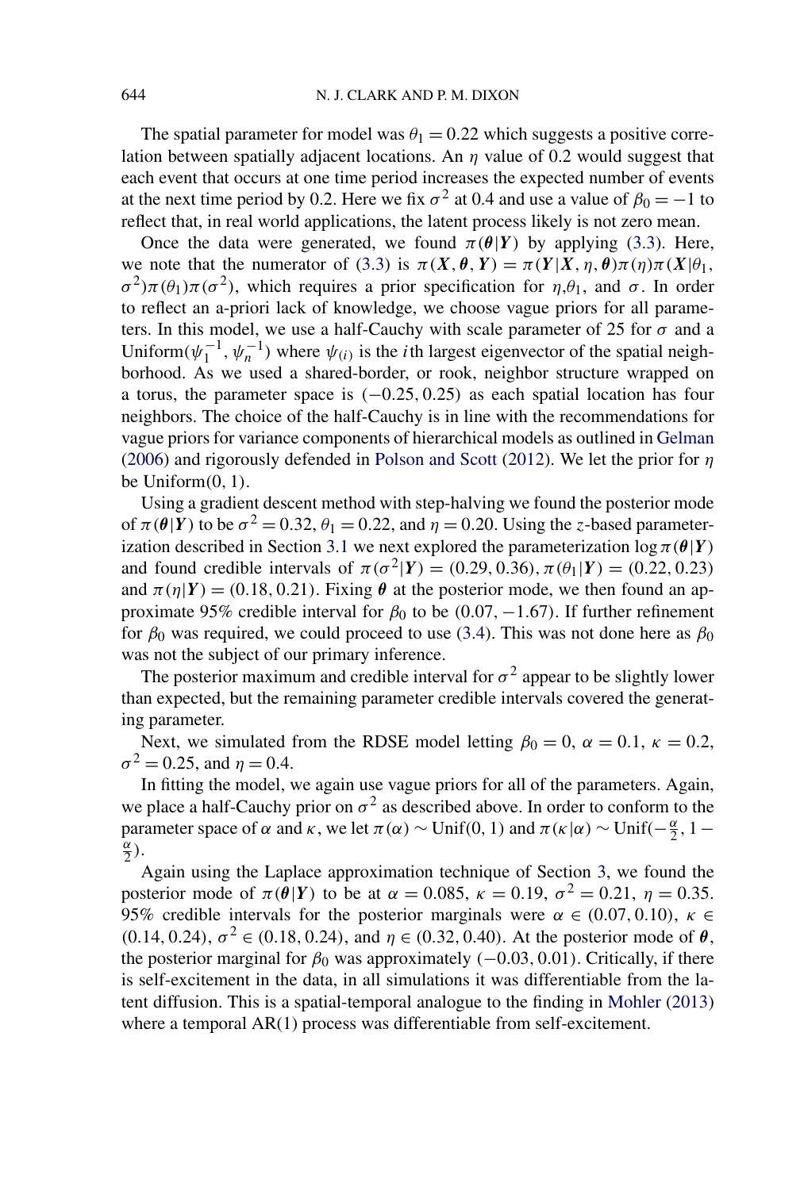The spatial parameter for model was $\theta_1 = 0.22$ which suggests a positive correlation between spatially adjacent locations. An $\eta$ value of 0.2 would suggest that each event that occurs at one time period increases the expected number of events at the next time period by 0.2. Here we fix $\sigma^2$ at 0.4 and use a value of $\beta_0 = -1$ to reflect that, in real world applications, the latent process likely is not zero mean.

Once the data were generated, we found $\pi(\boldsymbol{\theta}|\boldsymbol{Y})$ by applying (3.3). Here, we note that the numerator of (3.3) is $\pi(\boldsymbol{X}, \boldsymbol{\theta}, \boldsymbol{Y}) = \pi(\boldsymbol{Y}|\boldsymbol{X}, \eta, \boldsymbol{\theta})\pi(\eta)\pi(\boldsymbol{X}|\theta_1, \sigma^2)\pi(\theta_1)\pi(\sigma^2)$, which requires a prior specification for $\eta$,$\theta_1$, and $\sigma$. In order to reflect an a-priori lack of knowledge, we choose vague priors for all parameters. In this model, we use a half-Cauchy with scale parameter of 25 for $\sigma$ and a Uniform$(\psi_1^{-1}, \psi_n^{-1})$ where $\psi_{(i)}$ is the $i$th largest eigenvector of the spatial neighborhood. As we used a shared-border, or rook, neighbor structure wrapped on a torus, the parameter space is $(-0.25, 0.25)$ as each spatial location has four neighbors. The choice of the half-Cauchy is in line with the recommendations for vague priors for variance components of hierarchical models as outlined in Gelman (2006) and rigorously defended in Polson and Scott (2012). We let the prior for $\eta$ be Uniform(0, 1).

Using a gradient descent method with step-halving we found the posterior mode of $\pi(\boldsymbol{\theta}|\boldsymbol{Y})$ to be $\sigma^2 = 0.32$, $\theta_1 = 0.22$, and $\eta = 0.20$. Using the $z$-based parameterization described in Section 3.1 we next explored the parameterization $\log \pi(\boldsymbol{\theta}|\boldsymbol{Y})$ and found credible intervals of $\pi(\sigma^2|\boldsymbol{Y}) = (0.29, 0.36)$, $\pi(\theta_1|\boldsymbol{Y}) = (0.22, 0.23)$ and $\pi(\eta|\boldsymbol{Y}) = (0.18, 0.21)$. Fixing $\boldsymbol{\theta}$ at the posterior mode, we then found an approximate 95% credible interval for $\beta_0$ to be $(0.07, -1.67)$. If further refinement for $\beta_0$ was required, we could proceed to use (3.4). This was not done here as $\beta_0$ was not the subject of our primary inference.

The posterior maximum and credible interval for $\sigma^2$ appear to be slightly lower than expected, but the remaining parameter credible intervals covered the generating parameter.

Next, we simulated from the RDSE model letting $\beta_0 = 0$, $\alpha = 0.1$, $\kappa = 0.2$, $\sigma^2 = 0.25$, and $\eta = 0.4$.

In fitting the model, we again use vague priors for all of the parameters. Again, we place a half-Cauchy prior on $\sigma^2$ as described above. In order to conform to the parameter space of $\alpha$ and $\kappa$, we let $\pi(\alpha) \sim \text{Unif}(0, 1)$ and $\pi(\kappa|\alpha) \sim \text{Unif}(-\frac{\alpha}{2}, 1 - \frac{\alpha}{2})$.

Again using the Laplace approximation technique of Section 3, we found the posterior mode of $\pi(\boldsymbol{\theta}|\boldsymbol{Y})$ to be at $\alpha = 0.085$, $\kappa = 0.19$, $\sigma^2 = 0.21$, $\eta = 0.35$. 95% credible intervals for the posterior marginals were $\alpha \in (0.07, 0.10)$, $\kappa \in (0.14, 0.24)$, $\sigma^2 \in (0.18, 0.24)$, and $\eta \in (0.32, 0.40)$. At the posterior mode of $\boldsymbol{\theta}$, the posterior marginal for $\beta_0$ was approximately $(-0.03, 0.01)$. Critically, if there is self-excitement in the data, in all simulations it was differentiable from the latent diffusion. This is a spatial-temporal analogue to the finding in Mohler (2013) where a temporal AR(1) process was differentiable from self-excitement.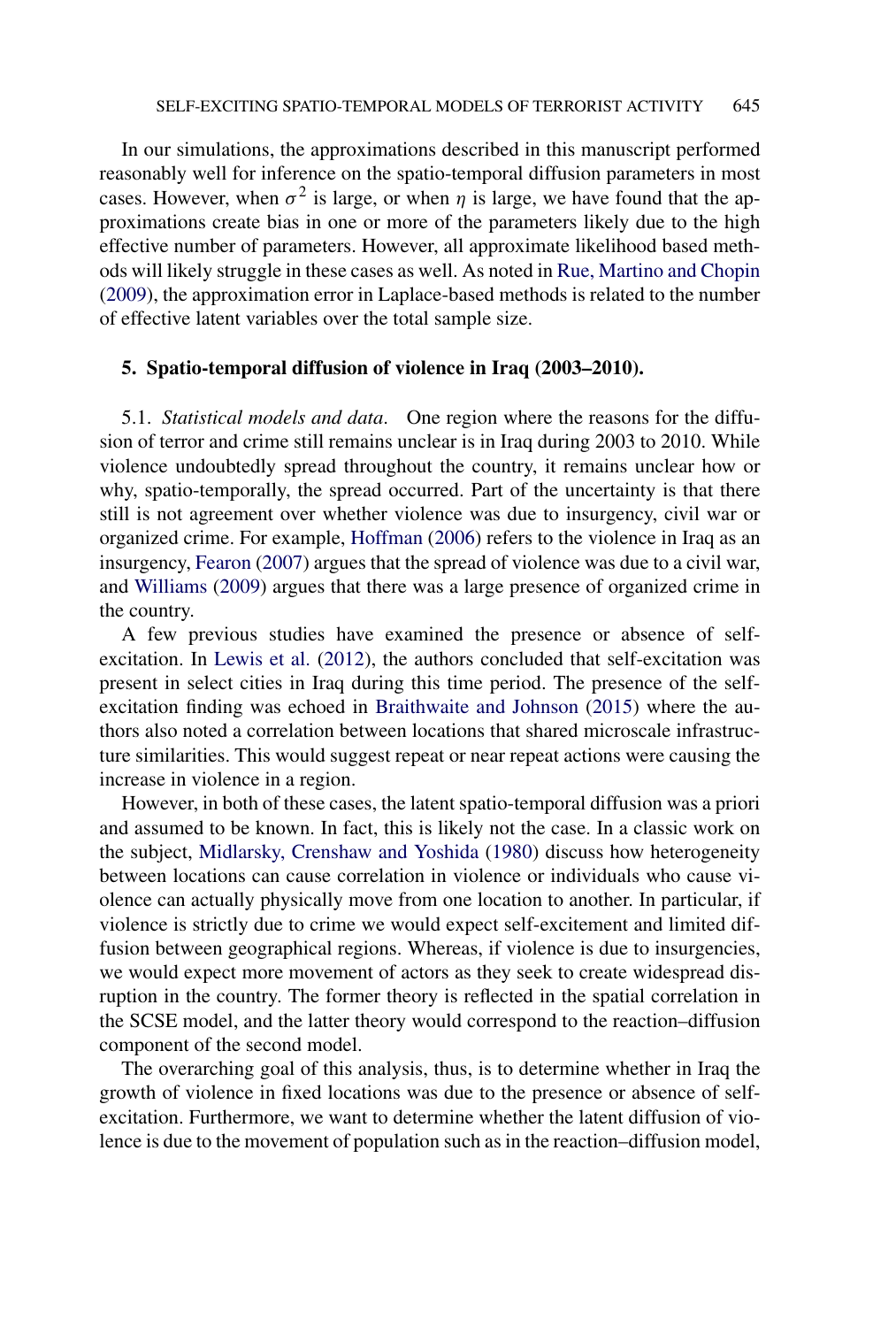In our simulations, the approximations described in this manuscript performed reasonably well for inference on the spatio-temporal diffusion parameters in most cases. However, when $\sigma^2$ is large, or when $\eta$ is large, we have found that the approximations create bias in one or more of the parameters likely due to the high effective number of parameters. However, all approximate likelihood based methods will likely struggle in these cases as well. As noted in Rue, Martino and Chopin (2009), the approximation error in Laplace-based methods is related to the number of effective latent variables over the total sample size.

## 5. Spatio-temporal diffusion of violence in Iraq (2003–2010).

5.1. *Statistical models and data*. One region where the reasons for the diffusion of terror and crime still remains unclear is in Iraq during 2003 to 2010. While violence undoubtedly spread throughout the country, it remains unclear how or why, spatio-temporally, the spread occurred. Part of the uncertainty is that there still is not agreement over whether violence was due to insurgency, civil war or organized crime. For example, Hoffman (2006) refers to the violence in Iraq as an insurgency, Fearon (2007) argues that the spread of violence was due to a civil war, and Williams (2009) argues that there was a large presence of organized crime in the country.

A few previous studies have examined the presence or absence of self-excitation. In Lewis et al. (2012), the authors concluded that self-excitation was present in select cities in Iraq during this time period. The presence of the self-excitation finding was echoed in Braithwaite and Johnson (2015) where the authors also noted a correlation between locations that shared microscale infrastructure similarities. This would suggest repeat or near repeat actions were causing the increase in violence in a region.

However, in both of these cases, the latent spatio-temporal diffusion was a priori and assumed to be known. In fact, this is likely not the case. In a classic work on the subject, Midlarsky, Crenshaw and Yoshida (1980) discuss how heterogeneity between locations can cause correlation in violence or individuals who cause violence can actually physically move from one location to another. In particular, if violence is strictly due to crime we would expect self-excitement and limited diffusion between geographical regions. Whereas, if violence is due to insurgencies, we would expect more movement of actors as they seek to create widespread disruption in the country. The former theory is reflected in the spatial correlation in the SCSE model, and the latter theory would correspond to the reaction–diffusion component of the second model.

The overarching goal of this analysis, thus, is to determine whether in Iraq the growth of violence in fixed locations was due to the presence or absence of self-excitation. Furthermore, we want to determine whether the latent diffusion of violence is due to the movement of population such as in the reaction–diffusion model,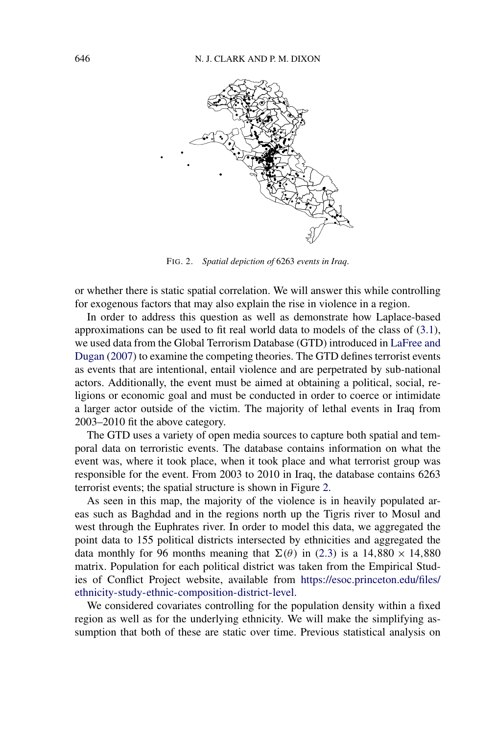FIG. 2. *Spatial depiction of* 6263 *events in Iraq*.

or whether there is static spatial correlation. We will answer this while controlling for exogenous factors that may also explain the rise in violence in a region.

In order to address this question as well as demonstrate how Laplace-based approximations can be used to fit real world data to models of the class of (3.1), we used data from the Global Terrorism Database (GTD) introduced in LaFree and Dugan (2007) to examine the competing theories. The GTD defines terrorist events as events that are intentional, entail violence and are perpetrated by sub-national actors. Additionally, the event must be aimed at obtaining a political, social, religions or economic goal and must be conducted in order to coerce or intimidate a larger actor outside of the victim. The majority of lethal events in Iraq from 2003–2010 fit the above category.

The GTD uses a variety of open media sources to capture both spatial and temporal data on terroristic events. The database contains information on what the event was, where it took place, when it took place and what terrorist group was responsible for the event. From 2003 to 2010 in Iraq, the database contains 6263 terrorist events; the spatial structure is shown in Figure 2.

As seen in this map, the majority of the violence is in heavily populated areas such as Baghdad and in the regions north up the Tigris river to Mosul and west through the Euphrates river. In order to model this data, we aggregated the point data to 155 political districts intersected by ethnicities and aggregated the data monthly for 96 months meaning that $\Sigma(\theta)$ in (2.3) is a $14{,}880 \times 14{,}880$ matrix. Population for each political district was taken from the Empirical Studies of Conflict Project website, available from https://esoc.princeton.edu/files/ethnicity-study-ethnic-composition-district-level.

We considered covariates controlling for the population density within a fixed region as well as for the underlying ethnicity. We will make the simplifying assumption that both of these are static over time. Previous statistical analysis on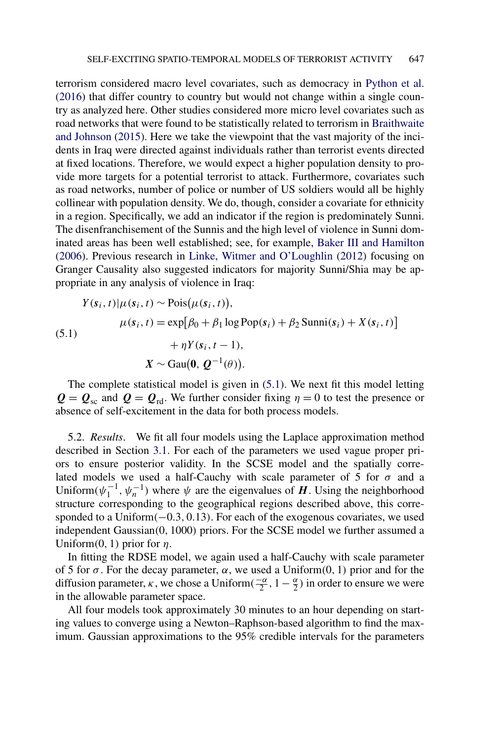terrorism considered macro level covariates, such as democracy in Python et al. (2016) that differ country to country but would not change within a single country as analyzed here. Other studies considered more micro level covariates such as road networks that were found to be statistically related to terrorism in Braithwaite and Johnson (2015). Here we take the viewpoint that the vast majority of the incidents in Iraq were directed against individuals rather than terrorist events directed at fixed locations. Therefore, we would expect a higher population density to provide more targets for a potential terrorist to attack. Furthermore, covariates such as road networks, number of police or number of US soldiers would all be highly collinear with population density. We do, though, consider a covariate for ethnicity in a region. Specifically, we add an indicator if the region is predominately Sunni. The disenfranchisement of the Sunnis and the high level of violence in Sunni dominated areas has been well established; see, for example, Baker III and Hamilton (2006). Previous research in Linke, Witmer and O'Loughlin (2012) focusing on Granger Causality also suggested indicators for majority Sunni/Shia may be appropriate in any analysis of violence in Iraq:

$$
\begin{aligned}
&Y(\boldsymbol{s}_i, t) | \mu(\boldsymbol{s}_i, t) \sim \operatorname{Pois}\big(\mu(\boldsymbol{s}_i, t)\big), \\
&\qquad \mu(\boldsymbol{s}_i, t) = \exp\big[\beta_0 + \beta_1 \log \operatorname{Pop}(\boldsymbol{s}_i) + \beta_2 \operatorname{Sunni}(\boldsymbol{s}_i) + X(\boldsymbol{s}_i, t)\big] \\
&\qquad\qquad + \eta Y(\boldsymbol{s}_i, t-1), \\
&\qquad \boldsymbol{X} \sim \operatorname{Gau}\big(\boldsymbol{0}, \boldsymbol{Q}^{-1}(\theta)\big).
\end{aligned}
\tag{5.1}
$$

The complete statistical model is given in (5.1). We next fit this model letting $\boldsymbol{Q} = \boldsymbol{Q}_{\text{sc}}$ and $\boldsymbol{Q} = \boldsymbol{Q}_{\text{rd}}$. We further consider fixing $\eta = 0$ to test the presence or absence of self-excitement in the data for both process models.

5.2. *Results*. We fit all four models using the Laplace approximation method described in Section 3.1. For each of the parameters we used vague proper priors to ensure posterior validity. In the SCSE model and the spatially correlated models we used a half-Cauchy with scale parameter of 5 for $\sigma$ and a Uniform$(\psi_1^{-1}, \psi_n^{-1})$ where $\psi$ are the eigenvalues of $\boldsymbol{H}$. Using the neighborhood structure corresponding to the geographical regions described above, this corresponded to a Uniform$(-0.3, 0.13)$. For each of the exogenous covariates, we used independent Gaussian$(0, 1000)$ priors. For the SCSE model we further assumed a Uniform$(0, 1)$ prior for $\eta$.

In fitting the RDSE model, we again used a half-Cauchy with scale parameter of 5 for $\sigma$. For the decay parameter, $\alpha$, we used a Uniform$(0, 1)$ prior and for the diffusion parameter, $\kappa$, we chose a Uniform$(\frac{-\alpha}{2}, 1 - \frac{\alpha}{2})$ in order to ensure we were in the allowable parameter space.

All four models took approximately 30 minutes to an hour depending on starting values to converge using a Newton–Raphson-based algorithm to find the maximum. Gaussian approximations to the 95% credible intervals for the parameters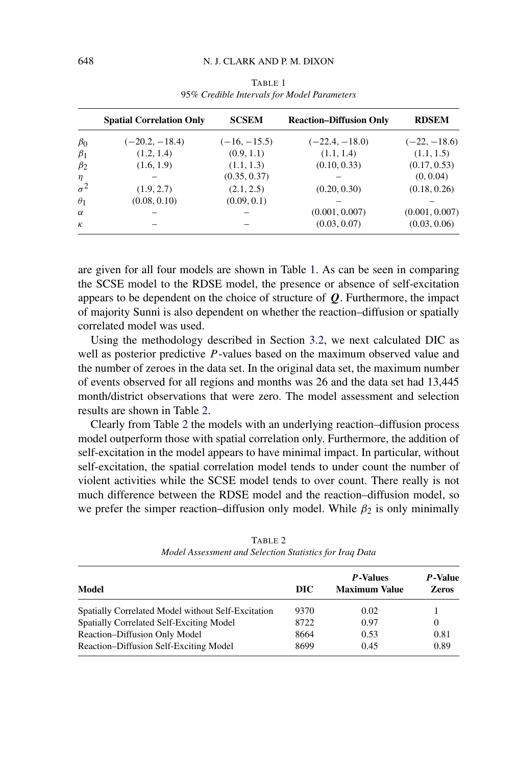TABLE 1
*95% Credible Intervals for Model Parameters*

| | Spatial Correlation Only | SCSEM | Reaction–Diffusion Only | RDSEM |
|---|---|---|---|---|
| $\beta_0$ | $(-20.2, -18.4)$ | $(-16, -15.5)$ | $(-22.4, -18.0)$ | $(-22, -18.6)$ |
| $\beta_1$ | $(1.2, 1.4)$ | $(0.9, 1.1)$ | $(1.1, 1.4)$ | $(1.1, 1.5)$ |
| $\beta_2$ | $(1.6, 1.9)$ | $(1.1, 1.3)$ | $(0.10, 0.33)$ | $(0.17, 0.53)$ |
| $\eta$ | – | $(0.35, 0.37)$ | – | $(0, 0.04)$ |
| $\sigma^2$ | $(1.9, 2.7)$ | $(2.1, 2.5)$ | $(0.20, 0.30)$ | $(0.18, 0.26)$ |
| $\theta_1$ | $(0.08, 0.10)$ | $(0.09, 0.1)$ | – | – |
| $\alpha$ | – | – | $(0.001, 0.007)$ | $(0.001, 0.007)$ |
| $\kappa$ | – | – | $(0.03, 0.07)$ | $(0.03, 0.06)$ |

are given for all four models are shown in Table 1. As can be seen in comparing the SCSE model to the RDSE model, the presence or absence of self-excitation appears to be dependent on the choice of structure of $\boldsymbol{Q}$. Furthermore, the impact of majority Sunni is also dependent on whether the reaction–diffusion or spatially correlated model was used.

Using the methodology described in Section 3.2, we next calculated DIC as well as posterior predictive $P$-values based on the maximum observed value and the number of zeroes in the data set. In the original data set, the maximum number of events observed for all regions and months was 26 and the data set had 13,445 month/district observations that were zero. The model assessment and selection results are shown in Table 2.

Clearly from Table 2 the models with an underlying reaction–diffusion process model outperform those with spatial correlation only. Furthermore, the addition of self-excitation in the model appears to have minimal impact. In particular, without self-excitation, the spatial correlation model tends to under count the number of violent activities while the SCSE model tends to over count. There really is not much difference between the RDSE model and the reaction–diffusion model, so we prefer the simper reaction–diffusion only model. While $\beta_2$ is only minimally

TABLE 2
*Model Assessment and Selection Statistics for Iraq Data*

| Model | DIC | $P$-Values Maximum Value | $P$-Value Zeros |
|---|---|---|---|
| Spatially Correlated Model without Self-Excitation | 9370 | 0.02 | 1 |
| Spatially Correlated Self-Exciting Model | 8722 | 0.97 | 0 |
| Reaction–Diffusion Only Model | 8664 | 0.53 | 0.81 |
| Reaction–Diffusion Self-Exciting Model | 8699 | 0.45 | 0.89 |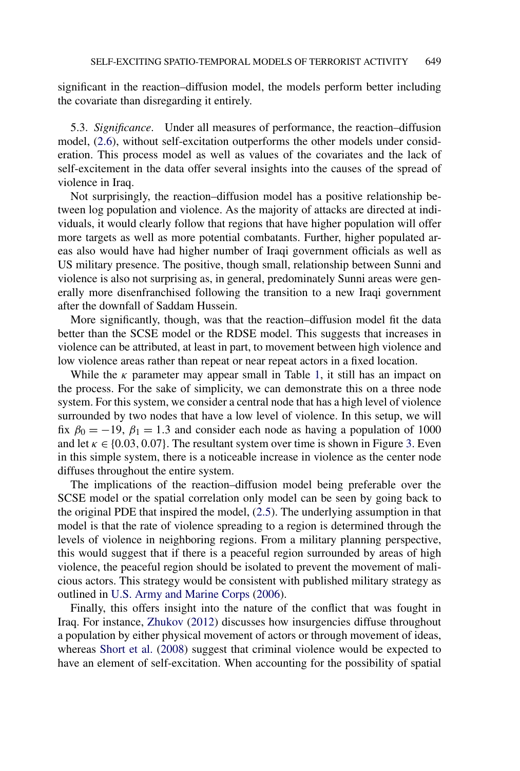significant in the reaction–diffusion model, the models perform better including the covariate than disregarding it entirely.

5.3. *Significance*. Under all measures of performance, the reaction–diffusion model, (2.6), without self-excitation outperforms the other models under consideration. This process model as well as values of the covariates and the lack of self-excitement in the data offer several insights into the causes of the spread of violence in Iraq.

Not surprisingly, the reaction–diffusion model has a positive relationship between log population and violence. As the majority of attacks are directed at individuals, it would clearly follow that regions that have higher population will offer more targets as well as more potential combatants. Further, higher populated areas also would have had higher number of Iraqi government officials as well as US military presence. The positive, though small, relationship between Sunni and violence is also not surprising as, in general, predominately Sunni areas were generally more disenfranchised following the transition to a new Iraqi government after the downfall of Saddam Hussein.

More significantly, though, was that the reaction–diffusion model fit the data better than the SCSE model or the RDSE model. This suggests that increases in violence can be attributed, at least in part, to movement between high violence and low violence areas rather than repeat or near repeat actors in a fixed location.

While the $\kappa$ parameter may appear small in Table 1, it still has an impact on the process. For the sake of simplicity, we can demonstrate this on a three node system. For this system, we consider a central node that has a high level of violence surrounded by two nodes that have a low level of violence. In this setup, we will fix $\beta_0 = -19$, $\beta_1 = 1.3$ and consider each node as having a population of 1000 and let $\kappa \in \{0.03, 0.07\}$. The resultant system over time is shown in Figure 3. Even in this simple system, there is a noticeable increase in violence as the center node diffuses throughout the entire system.

The implications of the reaction–diffusion model being preferable over the SCSE model or the spatial correlation only model can be seen by going back to the original PDE that inspired the model, (2.5). The underlying assumption in that model is that the rate of violence spreading to a region is determined through the levels of violence in neighboring regions. From a military planning perspective, this would suggest that if there is a peaceful region surrounded by areas of high violence, the peaceful region should be isolated to prevent the movement of malicious actors. This strategy would be consistent with published military strategy as outlined in U.S. Army and Marine Corps (2006).

Finally, this offers insight into the nature of the conflict that was fought in Iraq. For instance, Zhukov (2012) discusses how insurgencies diffuse throughout a population by either physical movement of actors or through movement of ideas, whereas Short et al. (2008) suggest that criminal violence would be expected to have an element of self-excitation. When accounting for the possibility of spatial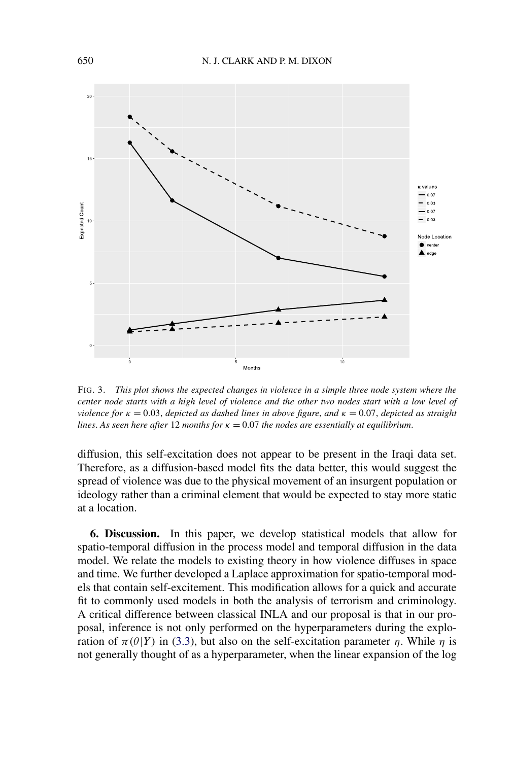FIG. 3. *This plot shows the expected changes in violence in a simple three node system where the center node starts with a high level of violence and the other two nodes start with a low level of violence for $\kappa = 0.03$, depicted as dashed lines in above figure, and $\kappa = 0.07$, depicted as straight lines. As seen here after 12 months for $\kappa = 0.07$ the nodes are essentially at equilibrium.*

diffusion, this self-excitation does not appear to be present in the Iraqi data set. Therefore, as a diffusion-based model fits the data better, this would suggest the spread of violence was due to the physical movement of an insurgent population or ideology rather than a criminal element that would be expected to stay more static at a location.

**6. Discussion.** In this paper, we develop statistical models that allow for spatio-temporal diffusion in the process model and temporal diffusion in the data model. We relate the models to existing theory in how violence diffuses in space and time. We further developed a Laplace approximation for spatio-temporal models that contain self-excitement. This modification allows for a quick and accurate fit to commonly used models in both the analysis of terrorism and criminology. A critical difference between classical INLA and our proposal is that in our proposal, inference is not only performed on the hyperparameters during the exploration of $\pi(\theta|Y)$ in (3.3), but also on the self-excitation parameter $\eta$. While $\eta$ is not generally thought of as a hyperparameter, when the linear expansion of the log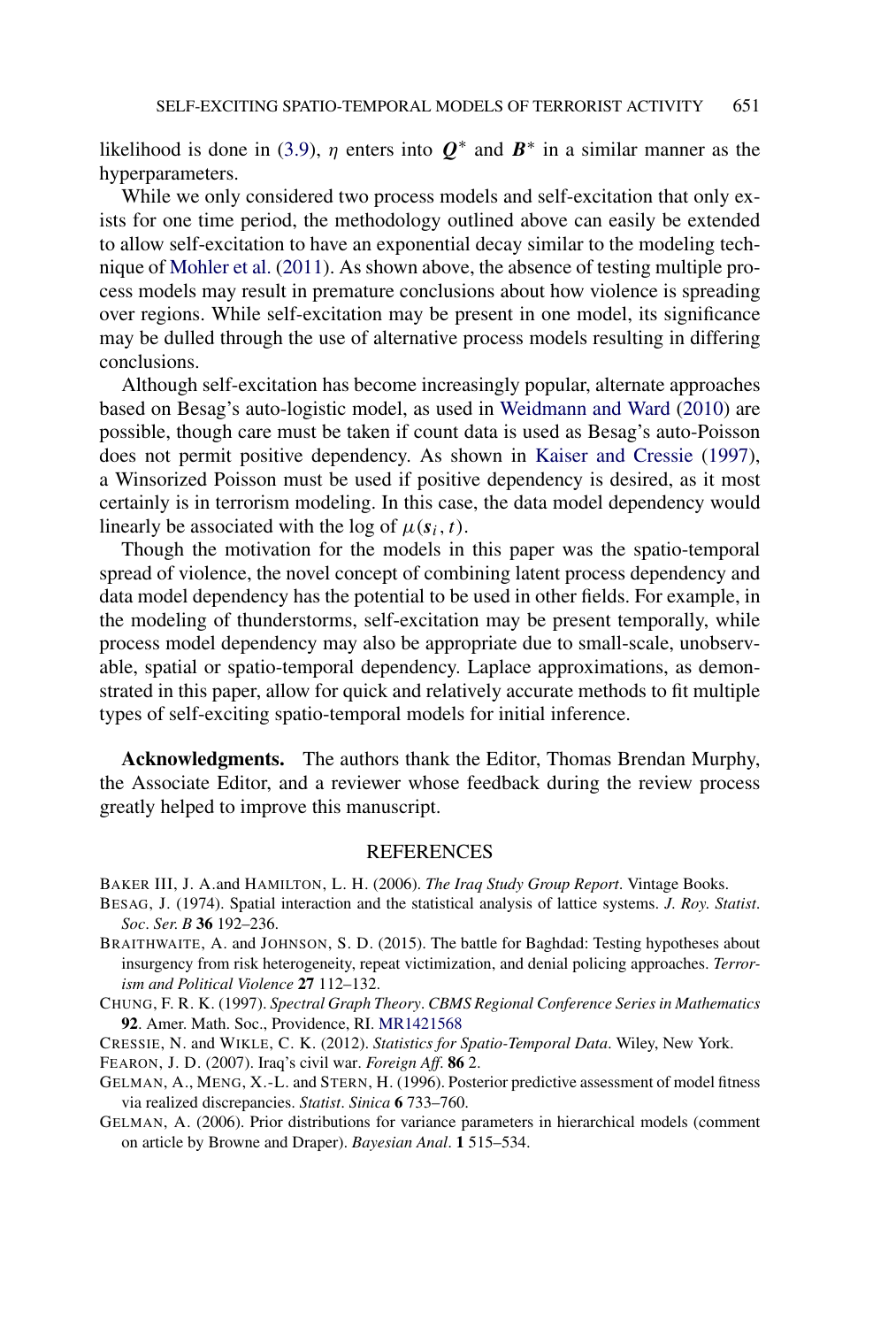likelihood is done in (3.9), $\eta$ enters into $\boldsymbol{Q}^*$ and $\boldsymbol{B}^*$ in a similar manner as the hyperparameters.

While we only considered two process models and self-excitation that only exists for one time period, the methodology outlined above can easily be extended to allow self-excitation to have an exponential decay similar to the modeling technique of Mohler et al. (2011). As shown above, the absence of testing multiple process models may result in premature conclusions about how violence is spreading over regions. While self-excitation may be present in one model, its significance may be dulled through the use of alternative process models resulting in differing conclusions.

Although self-excitation has become increasingly popular, alternate approaches based on Besag's auto-logistic model, as used in Weidmann and Ward (2010) are possible, though care must be taken if count data is used as Besag's auto-Poisson does not permit positive dependency. As shown in Kaiser and Cressie (1997), a Winsorized Poisson must be used if positive dependency is desired, as it most certainly is in terrorism modeling. In this case, the data model dependency would linearly be associated with the log of $\mu(\boldsymbol{s}_i, t)$.

Though the motivation for the models in this paper was the spatio-temporal spread of violence, the novel concept of combining latent process dependency and data model dependency has the potential to be used in other fields. For example, in the modeling of thunderstorms, self-excitation may be present temporally, while process model dependency may also be appropriate due to small-scale, unobservable, spatial or spatio-temporal dependency. Laplace approximations, as demonstrated in this paper, allow for quick and relatively accurate methods to fit multiple types of self-exciting spatio-temporal models for initial inference.

**Acknowledgments.** The authors thank the Editor, Thomas Brendan Murphy, the Associate Editor, and a reviewer whose feedback during the review process greatly helped to improve this manuscript.

## REFERENCES

BAKER III, J. A.and HAMILTON, L. H. (2006). *The Iraq Study Group Report*. Vintage Books.

BESAG, J. (1974). Spatial interaction and the statistical analysis of lattice systems. *J. Roy. Statist. Soc. Ser. B* **36** 192–236.

BRAITHWAITE, A. and JOHNSON, S. D. (2015). The battle for Baghdad: Testing hypotheses about insurgency from risk heterogeneity, repeat victimization, and denial policing approaches. *Terrorism and Political Violence* **27** 112–132.

CHUNG, F. R. K. (1997). *Spectral Graph Theory*. *CBMS Regional Conference Series in Mathematics* **92**. Amer. Math. Soc., Providence, RI. MR1421568

CRESSIE, N. and WIKLE, C. K. (2012). *Statistics for Spatio-Temporal Data*. Wiley, New York.

FEARON, J. D. (2007). Iraq's civil war. *Foreign Aff*. **86** 2.

GELMAN, A., MENG, X.-L. and STERN, H. (1996). Posterior predictive assessment of model fitness via realized discrepancies. *Statist*. *Sinica* **6** 733–760.

GELMAN, A. (2006). Prior distributions for variance parameters in hierarchical models (comment on article by Browne and Draper). *Bayesian Anal*. **1** 515–534.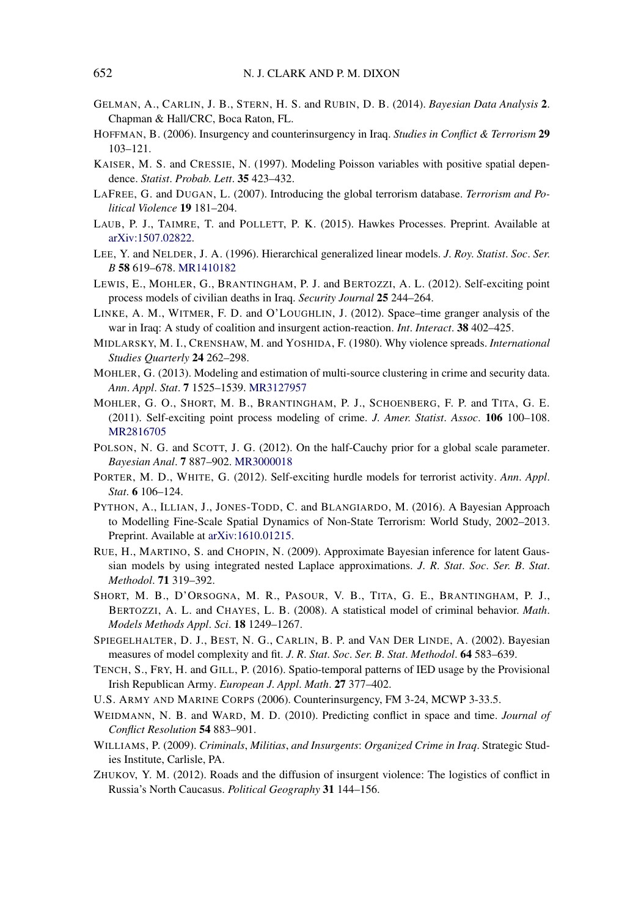GELMAN, A., CARLIN, J. B., STERN, H. S. and RUBIN, D. B. (2014). *Bayesian Data Analysis* **2**. Chapman & Hall/CRC, Boca Raton, FL.

HOFFMAN, B. (2006). Insurgency and counterinsurgency in Iraq. *Studies in Conflict & Terrorism* **29** 103–121.

KAISER, M. S. and CRESSIE, N. (1997). Modeling Poisson variables with positive spatial dependence. *Statist. Probab. Lett.* **35** 423–432.

LAFREE, G. and DUGAN, L. (2007). Introducing the global terrorism database. *Terrorism and Political Violence* **19** 181–204.

LAUB, P. J., TAIMRE, T. and POLLETT, P. K. (2015). Hawkes Processes. Preprint. Available at arXiv:1507.02822.

LEE, Y. and NELDER, J. A. (1996). Hierarchical generalized linear models. *J. Roy. Statist. Soc. Ser. B* **58** 619–678. MR1410182

LEWIS, E., MOHLER, G., BRANTINGHAM, P. J. and BERTOZZI, A. L. (2012). Self-exciting point process models of civilian deaths in Iraq. *Security Journal* **25** 244–264.

LINKE, A. M., WITMER, F. D. and O'LOUGHLIN, J. (2012). Space–time granger analysis of the war in Iraq: A study of coalition and insurgent action-reaction. *Int. Interact.* **38** 402–425.

MIDLARSKY, M. I., CRENSHAW, M. and YOSHIDA, F. (1980). Why violence spreads. *International Studies Quarterly* **24** 262–298.

MOHLER, G. (2013). Modeling and estimation of multi-source clustering in crime and security data. *Ann. Appl. Stat.* **7** 1525–1539. MR3127957

MOHLER, G. O., SHORT, M. B., BRANTINGHAM, P. J., SCHOENBERG, F. P. and TITA, G. E. (2011). Self-exciting point process modeling of crime. *J. Amer. Statist. Assoc.* **106** 100–108. MR2816705

POLSON, N. G. and SCOTT, J. G. (2012). On the half-Cauchy prior for a global scale parameter. *Bayesian Anal.* **7** 887–902. MR3000018

PORTER, M. D., WHITE, G. (2012). Self-exciting hurdle models for terrorist activity. *Ann. Appl. Stat.* **6** 106–124.

PYTHON, A., ILLIAN, J., JONES-TODD, C. and BLANGIARDO, M. (2016). A Bayesian Approach to Modelling Fine-Scale Spatial Dynamics of Non-State Terrorism: World Study, 2002–2013. Preprint. Available at arXiv:1610.01215.

RUE, H., MARTINO, S. and CHOPIN, N. (2009). Approximate Bayesian inference for latent Gaussian models by using integrated nested Laplace approximations. *J. R. Stat. Soc. Ser. B. Stat. Methodol.* **71** 319–392.

SHORT, M. B., D'ORSOGNA, M. R., PASOUR, V. B., TITA, G. E., BRANTINGHAM, P. J., BERTOZZI, A. L. and CHAYES, L. B. (2008). A statistical model of criminal behavior. *Math. Models Methods Appl. Sci.* **18** 1249–1267.

SPIEGELHALTER, D. J., BEST, N. G., CARLIN, B. P. and VAN DER LINDE, A. (2002). Bayesian measures of model complexity and fit. *J. R. Stat. Soc. Ser. B. Stat. Methodol.* **64** 583–639.

TENCH, S., FRY, H. and GILL, P. (2016). Spatio-temporal patterns of IED usage by the Provisional Irish Republican Army. *European J. Appl. Math.* **27** 377–402.

U.S. ARMY AND MARINE CORPS (2006). Counterinsurgency, FM 3-24, MCWP 3-33.5.

WEIDMANN, N. B. and WARD, M. D. (2010). Predicting conflict in space and time. *Journal of Conflict Resolution* **54** 883–901.

WILLIAMS, P. (2009). *Criminals, Militias, and Insurgents: Organized Crime in Iraq*. Strategic Studies Institute, Carlisle, PA.

ZHUKOV, Y. M. (2012). Roads and the diffusion of insurgent violence: The logistics of conflict in Russia's North Caucasus. *Political Geography* **31** 144–156.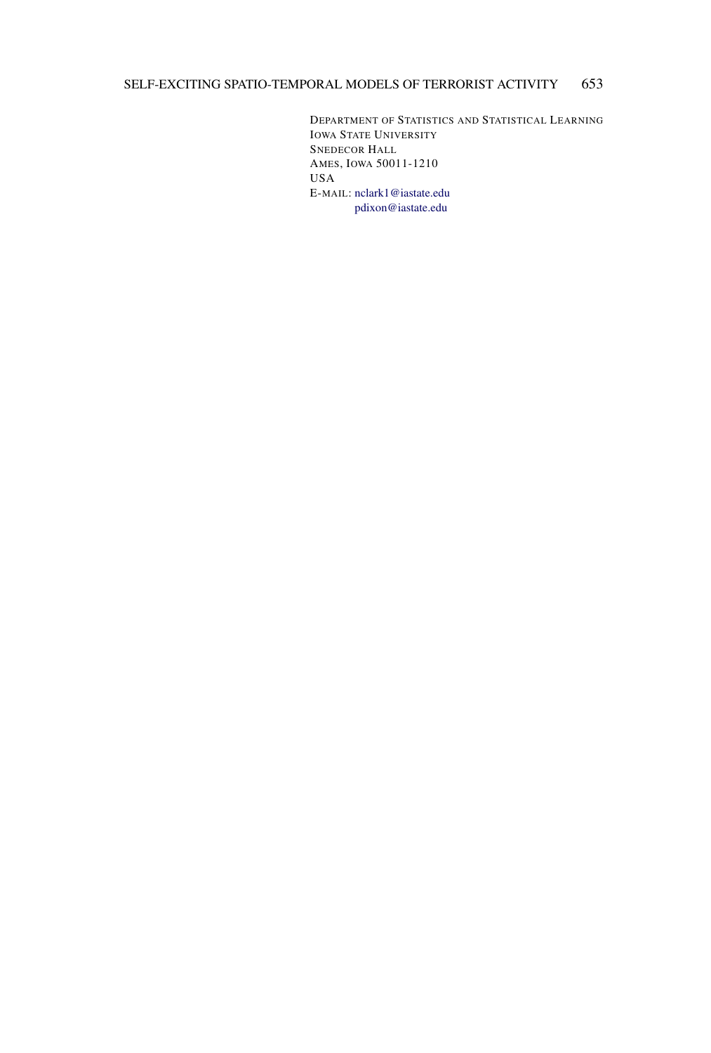DEPARTMENT OF STATISTICS AND STATISTICAL LEARNING
IOWA STATE UNIVERSITY
SNEDECOR HALL
AMES, IOWA 50011-1210
USA
E-MAIL: nclark1@iastate.edu
pdixon@iastate.edu